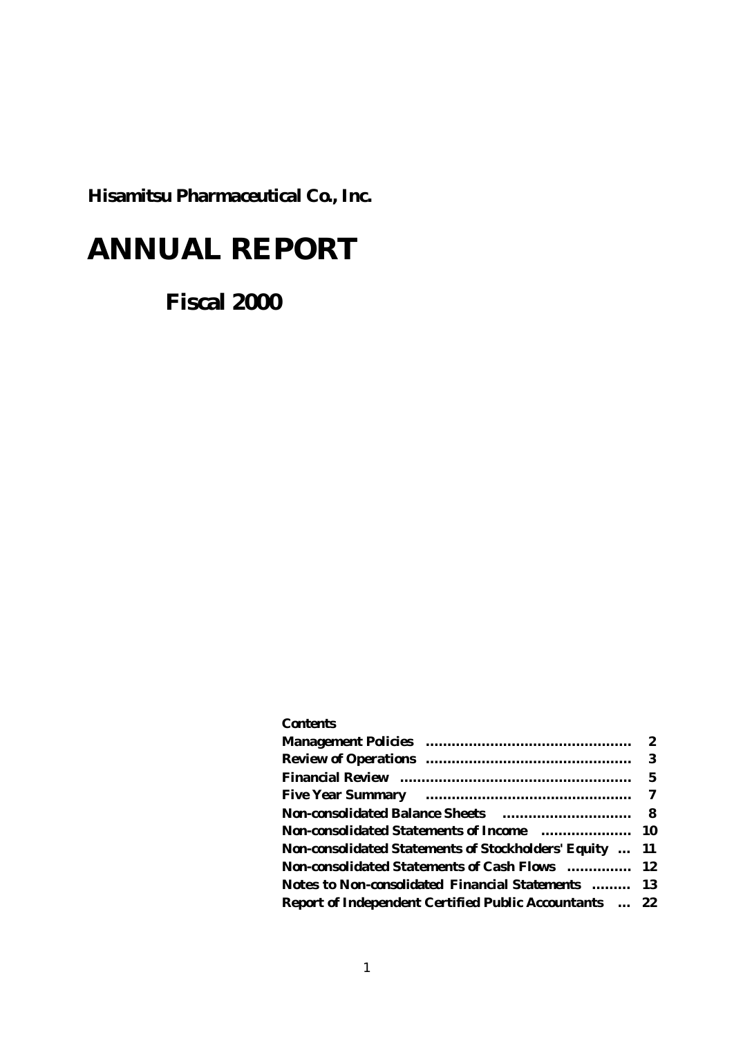**Hisamitsu Pharmaceutical Co., Inc.**

# ANNUAL REPORT

## Fiscal 2000

**Contents**

| | |
|---|---|
| Management Policies | 2 |
| Review of Operations | 3 |
| Financial Review | 5 |
| Five Year Summary | 7 |
| Non-consolidated Balance Sheets | 8 |
| Non-consolidated Statements of Income | 10 |
| Non-consolidated Statements of Stockholders' Equity | 11 |
| Non-consolidated Statements of Cash Flows | 12 |
| Notes to Non-consolidated Financial Statements | 13 |
| Report of Independent Certified Public Accountants | 22 |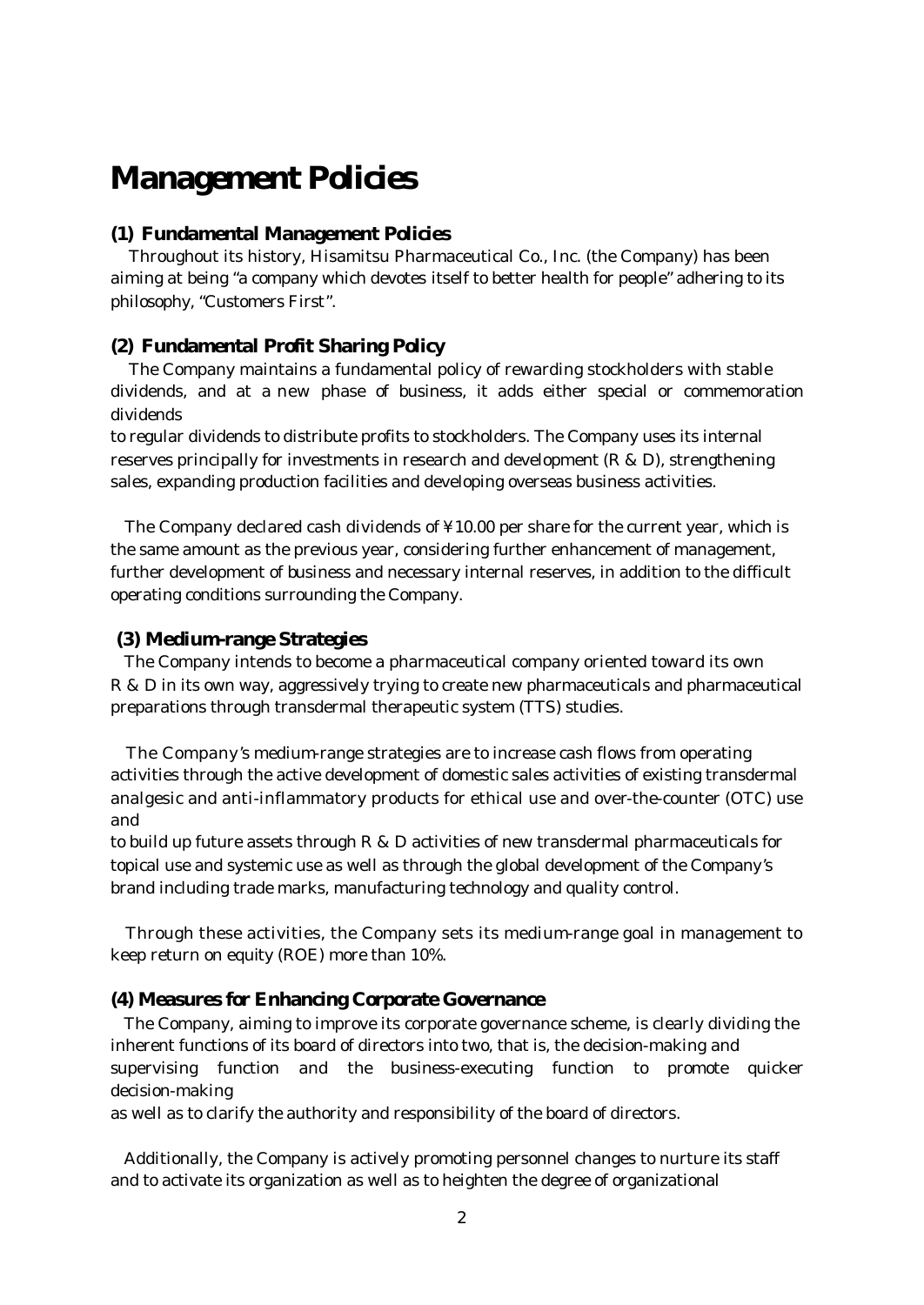# Management Policies

### (1) Fundamental Management Policies

Throughout its history, Hisamitsu Pharmaceutical Co., Inc. (the Company) has been aiming at being "a company which devotes itself to better health for people" adhering to its philosophy, "Customers First".

### (2) Fundamental Profit Sharing Policy

The Company maintains a fundamental policy of rewarding stockholders with stable dividends, and at a new phase of business, it adds either special or commemoration dividends to regular dividends to distribute profits to stockholders. The Company uses its internal reserves principally for investments in research and development (R & D), strengthening sales, expanding production facilities and developing overseas business activities.

The Company declared cash dividends of ¥10.00 per share for the current year, which is the same amount as the previous year, considering further enhancement of management, further development of business and necessary internal reserves, in addition to the difficult operating conditions surrounding the Company.

### (3) Medium-range Strategies

The Company intends to become a pharmaceutical company oriented toward its own R & D in its own way, aggressively trying to create new pharmaceuticals and pharmaceutical preparations through transdermal therapeutic system (TTS) studies.

The Company's medium-range strategies are to increase cash flows from operating activities through the active development of domestic sales activities of existing transdermal analgesic and anti-inflammatory products for ethical use and over-the-counter (OTC) use and to build up future assets through R & D activities of new transdermal pharmaceuticals for topical use and systemic use as well as through the global development of the Company's brand including trade marks, manufacturing technology and quality control.

Through these activities, the Company sets its medium-range goal in management to keep return on equity (ROE) more than 10%.

### (4) Measures for Enhancing Corporate Governance

The Company, aiming to improve its corporate governance scheme, is clearly dividing the inherent functions of its board of directors into two, that is, the decision-making and supervising function and the business-executing function to promote quicker decision-making as well as to clarify the authority and responsibility of the board of directors.

Additionally, the Company is actively promoting personnel changes to nurture its staff and to activate its organization as well as to heighten the degree of organizational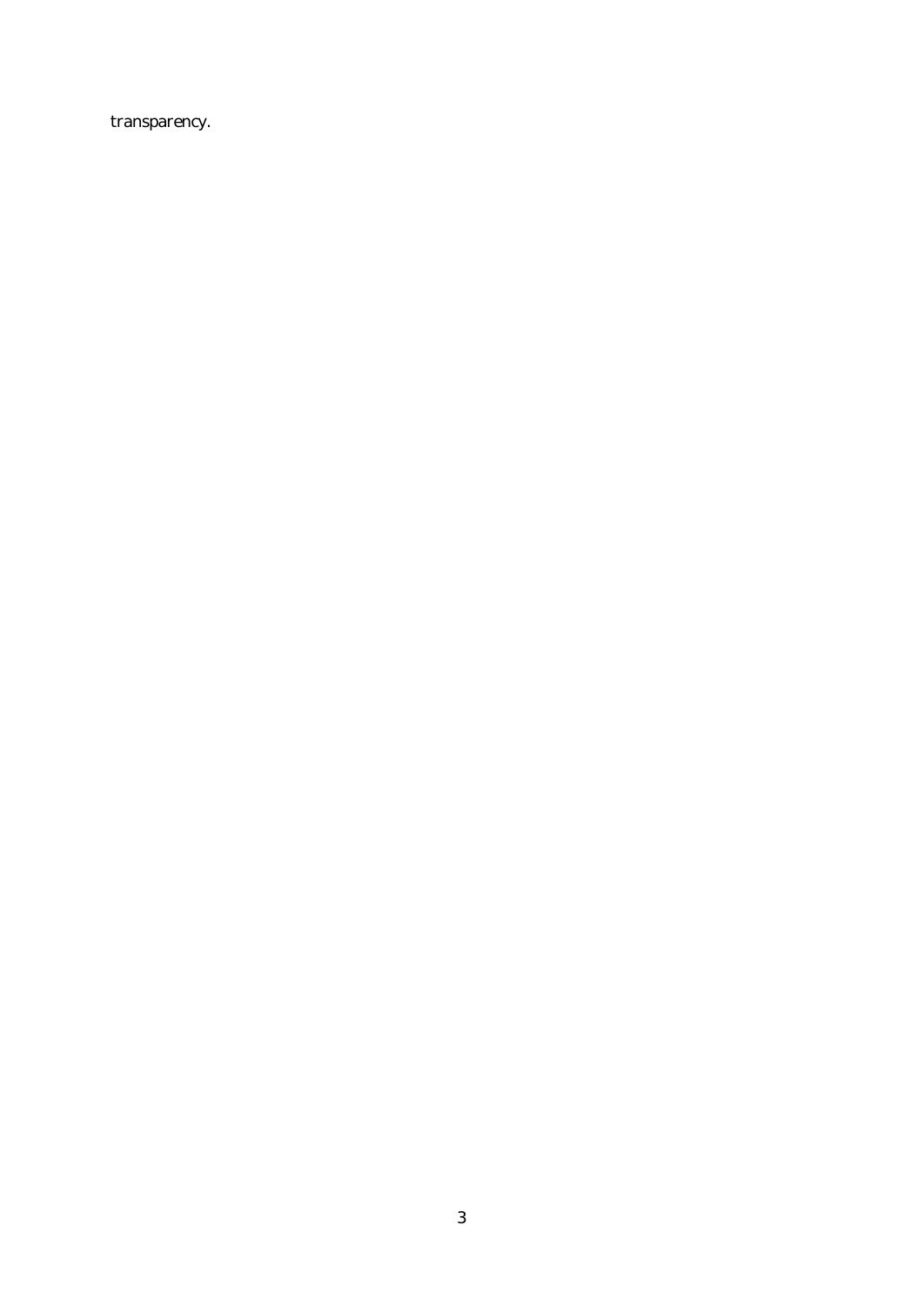transparency.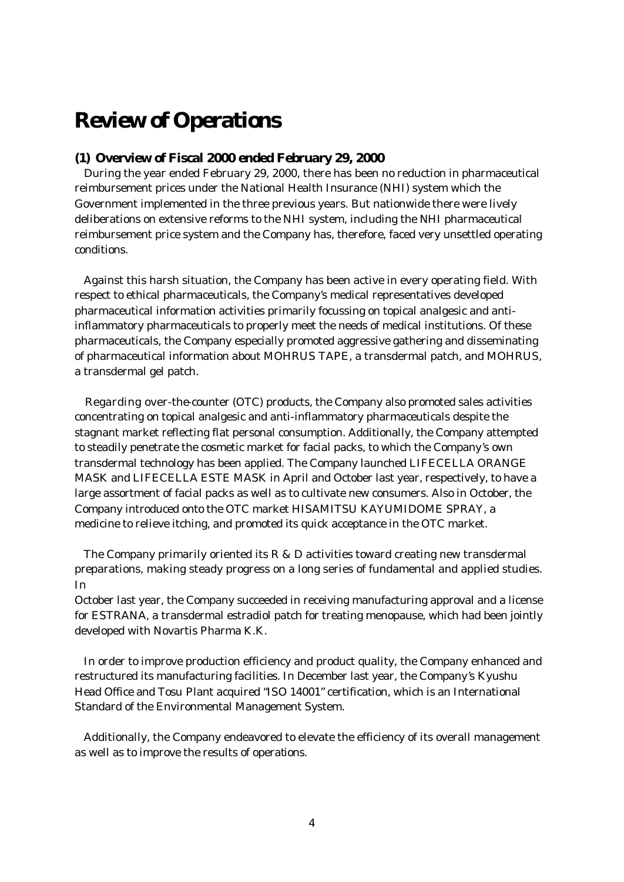# Review of Operations

### (1) Overview of Fiscal 2000 ended February 29, 2000

During the year ended February 29, 2000, there has been no reduction in pharmaceutical reimbursement prices under the National Health Insurance (NHI) system which the Government implemented in the three previous years. But nationwide there were lively deliberations on extensive reforms to the NHI system, including the NHI pharmaceutical reimbursement price system and the Company has, therefore, faced very unsettled operating conditions.

Against this harsh situation, the Company has been active in every operating field. With respect to ethical pharmaceuticals, the Company's medical representatives developed pharmaceutical information activities primarily focussing on topical analgesic and anti-inflammatory pharmaceuticals to properly meet the needs of medical institutions. Of these pharmaceuticals, the Company especially promoted aggressive gathering and disseminating of pharmaceutical information about MOHRUS TAPE, a transdermal patch, and MOHRUS, a transdermal gel patch.

Regarding over-the-counter (OTC) products, the Company also promoted sales activities concentrating on topical analgesic and anti-inflammatory pharmaceuticals despite the stagnant market reflecting flat personal consumption. Additionally, the Company attempted to steadily penetrate the cosmetic market for facial packs, to which the Company's own transdermal technology has been applied. The Company launched LIFECELLA ORANGE MASK and LIFECELLA ESTE MASK in April and October last year, respectively, to have a large assortment of facial packs as well as to cultivate new consumers. Also in October, the Company introduced onto the OTC market HISAMITSU KAYUMIDOME SPRAY, a medicine to relieve itching, and promoted its quick acceptance in the OTC market.

The Company primarily oriented its R & D activities toward creating new transdermal preparations, making steady progress on a long series of fundamental and applied studies. In

October last year, the Company succeeded in receiving manufacturing approval and a license for ESTRANA, a transdermal estradiol patch for treating menopause, which had been jointly developed with Novartis Pharma K.K.

In order to improve production efficiency and product quality, the Company enhanced and restructured its manufacturing facilities. In December last year, the Company's Kyushu Head Office and Tosu Plant acquired "ISO 14001" certification, which is an International Standard of the Environmental Management System.

Additionally, the Company endeavored to elevate the efficiency of its overall management as well as to improve the results of operations.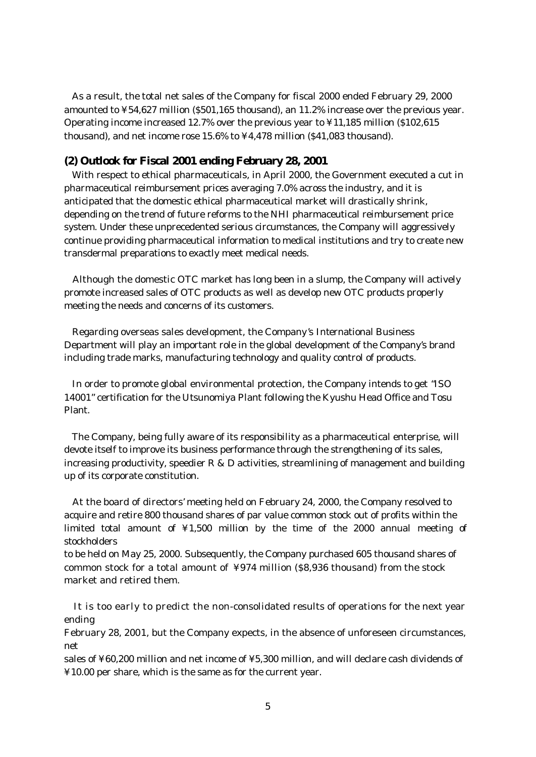As a result, the total net sales of the Company for fiscal 2000 ended February 29, 2000 amounted to ¥54,627 million ($501,165 thousand), an 11.2% increase over the previous year. Operating income increased 12.7% over the previous year to ¥11,185 million ($102,615 thousand), and net income rose 15.6% to ¥4,478 million ($41,083 thousand).

**(2) Outlook for Fiscal 2001 ending February 28, 2001**

With respect to ethical pharmaceuticals, in April 2000, the Government executed a cut in pharmaceutical reimbursement prices averaging 7.0% across the industry, and it is anticipated that the domestic ethical pharmaceutical market will drastically shrink, depending on the trend of future reforms to the NHI pharmaceutical reimbursement price system. Under these unprecedented serious circumstances, the Company will aggressively continue providing pharmaceutical information to medical institutions and try to create new transdermal preparations to exactly meet medical needs.

Although the domestic OTC market has long been in a slump, the Company will actively promote increased sales of OTC products as well as develop new OTC products properly meeting the needs and concerns of its customers.

Regarding overseas sales development, the Company's International Business Department will play an important role in the global development of the Company's brand including trade marks, manufacturing technology and quality control of products.

In order to promote global environmental protection, the Company intends to get "ISO 14001" certification for the Utsunomiya Plant following the Kyushu Head Office and Tosu Plant.

The Company, being fully aware of its responsibility as a pharmaceutical enterprise, will devote itself to improve its business performance through the strengthening of its sales, increasing productivity, speedier R & D activities, streamlining of management and building up of its corporate constitution.

At the board of directors' meeting held on February 24, 2000, the Company resolved to acquire and retire 800 thousand shares of par value common stock out of profits within the limited total amount of ¥1,500 million by the time of the 2000 annual meeting of stockholders to be held on May 25, 2000. Subsequently, the Company purchased 605 thousand shares of common stock for a total amount of ¥974 million ($8,936 thousand) from the stock market and retired them.

It is too early to predict the non-consolidated results of operations for the next year ending February 28, 2001, but the Company expects, in the absence of unforeseen circumstances, net sales of ¥60,200 million and net income of ¥5,300 million, and will declare cash dividends of ¥10.00 per share, which is the same as for the current year.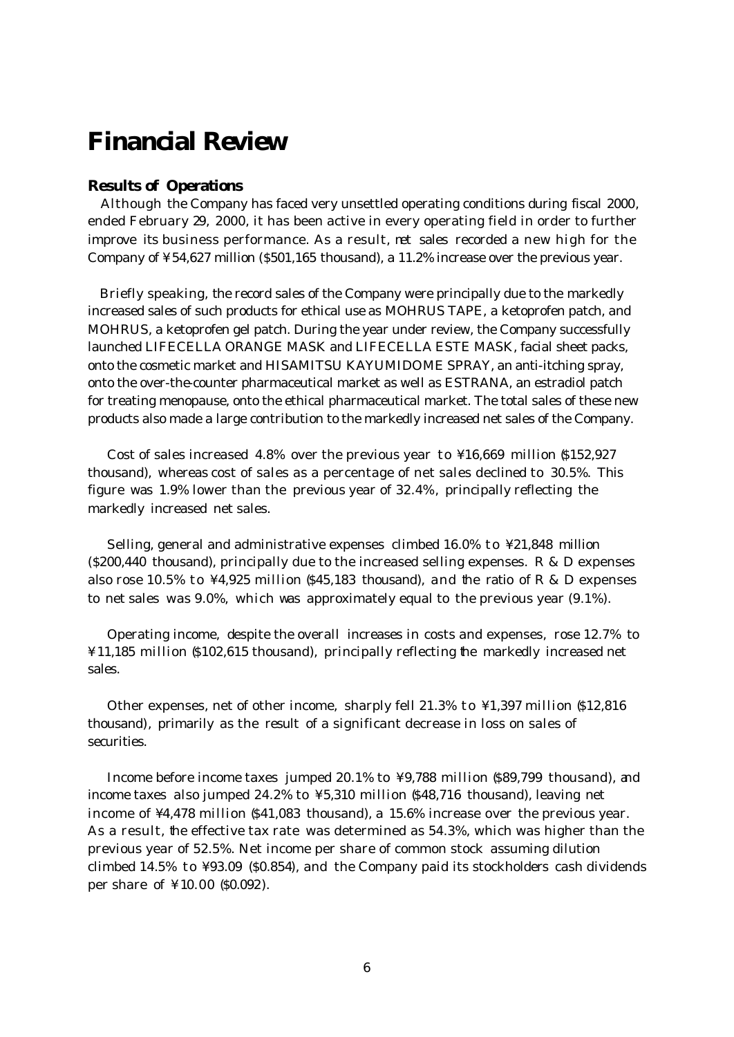# Financial Review

## Results of Operations

Although the Company has faced very unsettled operating conditions during fiscal 2000, ended February 29, 2000, it has been active in every operating field in order to further improve its business performance. As a result, net sales recorded a new high for the Company of ¥54,627 million ($501,165 thousand), a 11.2% increase over the previous year.

Briefly speaking, the record sales of the Company were principally due to the markedly increased sales of such products for ethical use as MOHRUS TAPE, a ketoprofen patch, and MOHRUS, a ketoprofen gel patch. During the year under review, the Company successfully launched LIFECELLA ORANGE MASK and LIFECELLA ESTE MASK, facial sheet packs, onto the cosmetic market and HISAMITSU KAYUMIDOME SPRAY, an anti-itching spray, onto the over-the-counter pharmaceutical market as well as ESTRANA, an estradiol patch for treating menopause, onto the ethical pharmaceutical market. The total sales of these new products also made a large contribution to the markedly increased net sales of the Company.

Cost of sales increased 4.8% over the previous year to ¥16,669 million ($152,927 thousand), whereas cost of sales as a percentage of net sales declined to 30.5%. This figure was 1.9% lower than the previous year of 32.4%, principally reflecting the markedly increased net sales.

Selling, general and administrative expenses climbed 16.0% to ¥21,848 million ($200,440 thousand), principally due to the increased selling expenses. R & D expenses also rose 10.5% to ¥4,925 million ($45,183 thousand), and the ratio of R & D expenses to net sales was 9.0%, which was approximately equal to the previous year (9.1%).

Operating income, despite the overall increases in costs and expenses, rose 12.7% to ¥11,185 million ($102,615 thousand), principally reflecting the markedly increased net sales.

Other expenses, net of other income, sharply fell 21.3% to ¥1,397 million ($12,816 thousand), primarily as the result of a significant decrease in loss on sales of securities.

Income before income taxes jumped 20.1% to ¥9,788 million ($89,799 thousand), and income taxes also jumped 24.2% to ¥5,310 million ($48,716 thousand), leaving net income of ¥4,478 million ($41,083 thousand), a 15.6% increase over the previous year. As a result, the effective tax rate was determined as 54.3%, which was higher than the previous year of 52.5%. Net income per share of common stock assuming dilution climbed 14.5% to ¥93.09 ($0.854), and the Company paid its stockholders cash dividends per share of ¥10.00 ($0.092).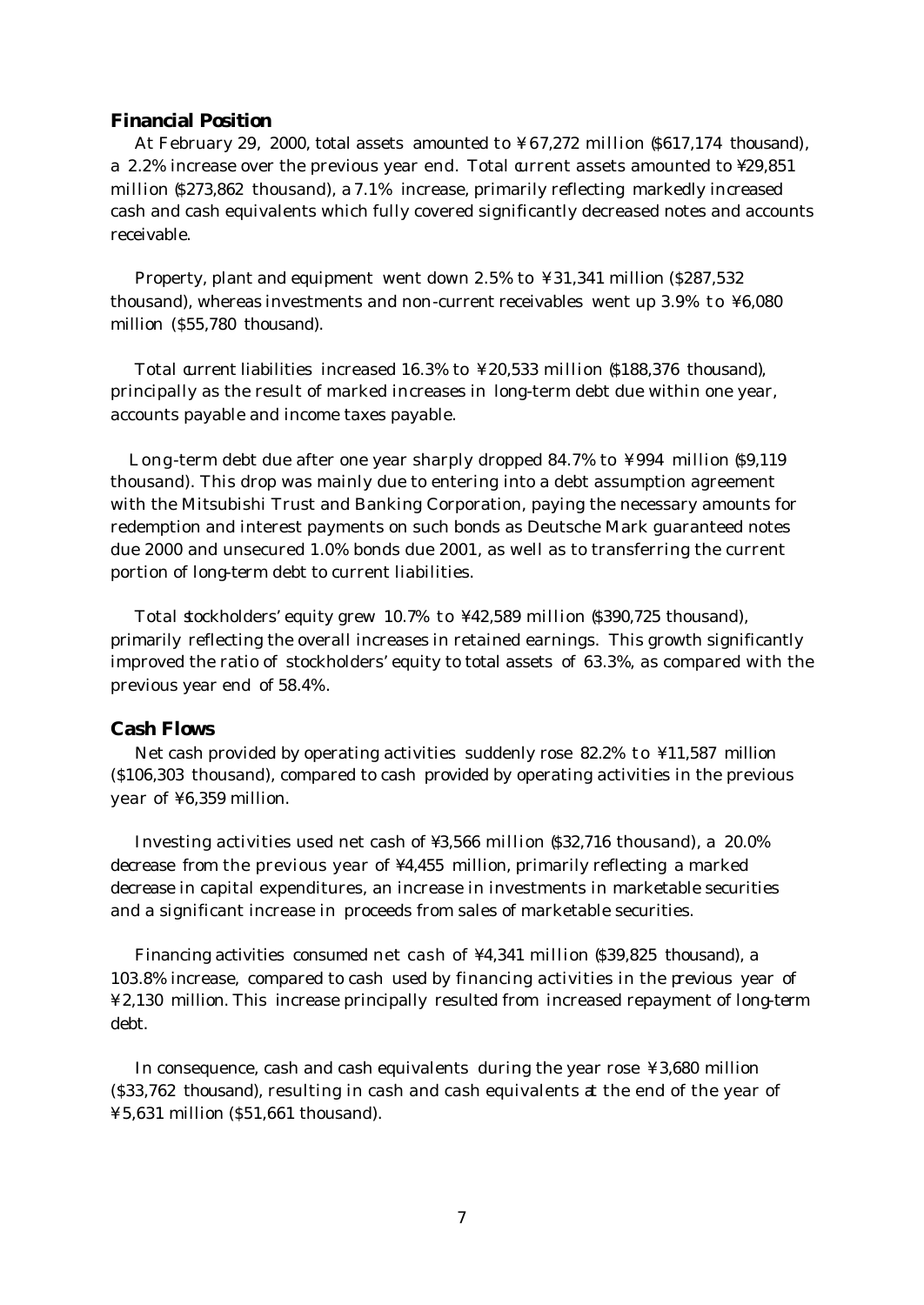## Financial Position

At February 29, 2000, total assets amounted to ¥67,272 million ($617,174 thousand), a 2.2% increase over the previous year end. Total current assets amounted to ¥29,851 million ($273,862 thousand), a 7.1% increase, primarily reflecting markedly increased cash and cash equivalents which fully covered significantly decreased notes and accounts receivable.

Property, plant and equipment went down 2.5% to ¥31,341 million ($287,532 thousand), whereas investments and non-current receivables went up 3.9% to ¥6,080 million ($55,780 thousand).

Total current liabilities increased 16.3% to ¥20,533 million ($188,376 thousand), principally as the result of marked increases in long-term debt due within one year, accounts payable and income taxes payable.

Long-term debt due after one year sharply dropped 84.7% to ¥994 million ($9,119 thousand). This drop was mainly due to entering into a debt assumption agreement with the Mitsubishi Trust and Banking Corporation, paying the necessary amounts for redemption and interest payments on such bonds as Deutsche Mark guaranteed notes due 2000 and unsecured 1.0% bonds due 2001, as well as to transferring the current portion of long-term debt to current liabilities.

Total stockholders' equity grew 10.7% to ¥42,589 million ($390,725 thousand), primarily reflecting the overall increases in retained earnings. This growth significantly improved the ratio of stockholders' equity to total assets of 63.3%, as compared with the previous year end of 58.4%.

## Cash Flows

Net cash provided by operating activities suddenly rose 82.2% to ¥11,587 million ($106,303 thousand), compared to cash provided by operating activities in the previous year of ¥6,359 million.

Investing activities used net cash of ¥3,566 million ($32,716 thousand), a 20.0% decrease from the previous year of ¥4,455 million, primarily reflecting a marked decrease in capital expenditures, an increase in investments in marketable securities and a significant increase in proceeds from sales of marketable securities.

Financing activities consumed net cash of ¥4,341 million ($39,825 thousand), a 103.8% increase, compared to cash used by financing activities in the previous year of ¥2,130 million. This increase principally resulted from increased repayment of long-term debt.

In consequence, cash and cash equivalents during the year rose ¥3,680 million ($33,762 thousand), resulting in cash and cash equivalents at the end of the year of ¥5,631 million ($51,661 thousand).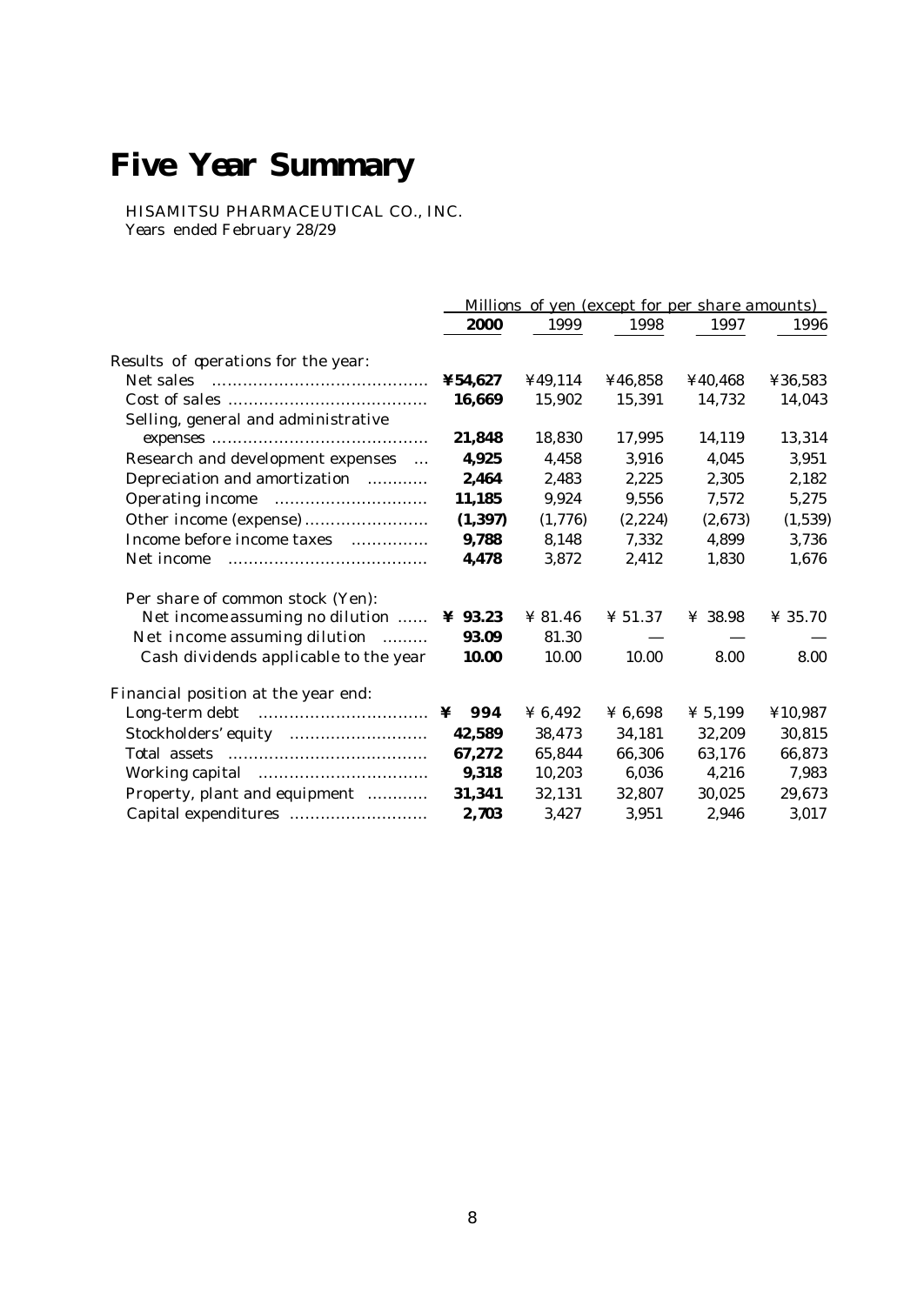# Five Year Summary

HISAMITSU PHARMACEUTICAL CO., INC.
Years ended February 28/29

| | Millions of yen (except for per share amounts) | | | | |
|---|---|---|---|---|---|
| | **2000** | 1999 | 1998 | 1997 | 1996 |
| Results of operations for the year: | | | | | |
| Net sales | **¥54,627** | ¥49,114 | ¥46,858 | ¥40,468 | ¥36,583 |
| Cost of sales | **16,669** | 15,902 | 15,391 | 14,732 | 14,043 |
| Selling, general and administrative expenses | **21,848** | 18,830 | 17,995 | 14,119 | 13,314 |
| Research and development expenses | **4,925** | 4,458 | 3,916 | 4,045 | 3,951 |
| Depreciation and amortization | **2,464** | 2,483 | 2,225 | 2,305 | 2,182 |
| Operating income | **11,185** | 9,924 | 9,556 | 7,572 | 5,275 |
| Other income (expense) | **(1,397)** | (1,776) | (2,224) | (2,673) | (1,539) |
| Income before income taxes | **9,788** | 8,148 | 7,332 | 4,899 | 3,736 |
| Net income | **4,478** | 3,872 | 2,412 | 1,830 | 1,676 |
| Per share of common stock (Yen): | | | | | |
| Net income assuming no dilution | **¥ 93.23** | ¥ 81.46 | ¥ 51.37 | ¥ 38.98 | ¥ 35.70 |
| Net income assuming dilution | **93.09** | 81.30 | — | — | — |
| Cash dividends applicable to the year | **10.00** | 10.00 | 10.00 | 8.00 | 8.00 |
| Financial position at the year end: | | | | | |
| Long-term debt | **¥ 994** | ¥ 6,492 | ¥ 6,698 | ¥ 5,199 | ¥10,987 |
| Stockholders' equity | **42,589** | 38,473 | 34,181 | 32,209 | 30,815 |
| Total assets | **67,272** | 65,844 | 66,306 | 63,176 | 66,873 |
| Working capital | **9,318** | 10,203 | 6,036 | 4,216 | 7,983 |
| Property, plant and equipment | **31,341** | 32,131 | 32,807 | 30,025 | 29,673 |
| Capital expenditures | **2,703** | 3,427 | 3,951 | 2,946 | 3,017 |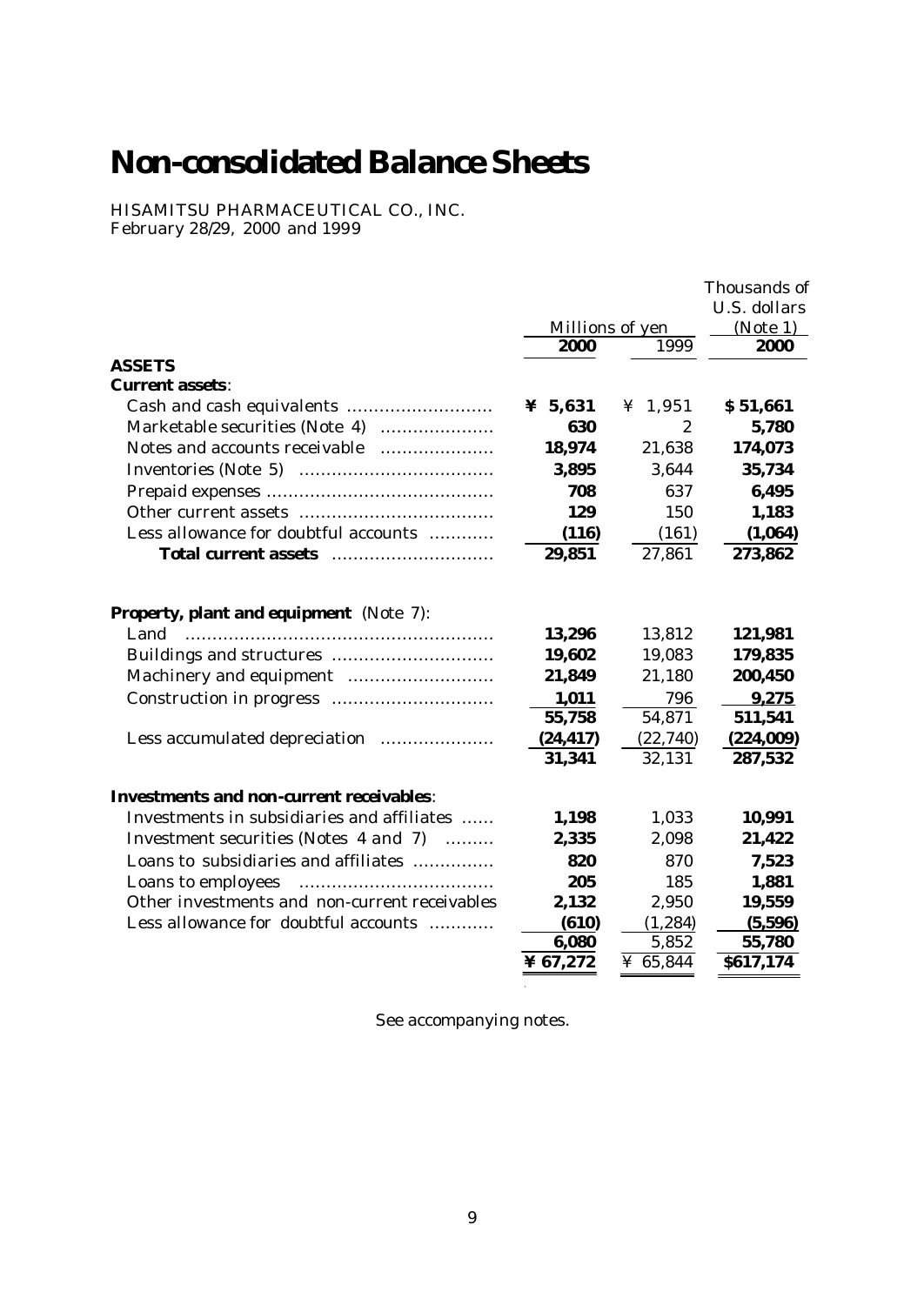# Non-consolidated Balance Sheets

HISAMITSU PHARMACEUTICAL CO., INC.
February 28/29, 2000 and 1999

| | Millions of yen | | Thousands of U.S. dollars (Note 1) |
|---|---|---|---|
| | **2000** | 1999 | **2000** |
| **ASSETS** | | | |
| **Current assets**: | | | |
| Cash and cash equivalents | **¥ 5,631** | ¥ 1,951 | **$ 51,661** |
| Marketable securities (Note 4) | **630** | 2 | **5,780** |
| Notes and accounts receivable | **18,974** | 21,638 | **174,073** |
| Inventories (Note 5) | **3,895** | 3,644 | **35,734** |
| Prepaid expenses | **708** | 637 | **6,495** |
| Other current assets | **129** | 150 | **1,183** |
| Less allowance for doubtful accounts | **(116)** | (161) | **(1,064)** |
| **Total current assets** | **29,851** | 27,861 | **273,862** |
| | | | |
| **Property, plant and equipment** (Note 7): | | | |
| Land | **13,296** | 13,812 | **121,981** |
| Buildings and structures | **19,602** | 19,083 | **179,835** |
| Machinery and equipment | **21,849** | 21,180 | **200,450** |
| Construction in progress | **1,011** | 796 | **9,275** |
| | **55,758** | 54,871 | **511,541** |
| Less accumulated depreciation | **(24,417)** | (22,740) | **(224,009)** |
| | **31,341** | 32,131 | **287,532** |
| | | | |
| **Investments and non-current receivables**: | | | |
| Investments in subsidiaries and affiliates | **1,198** | 1,033 | **10,991** |
| Investment securities (Notes 4 and 7) | **2,335** | 2,098 | **21,422** |
| Loans to subsidiaries and affiliates | **820** | 870 | **7,523** |
| Loans to employees | **205** | 185 | **1,881** |
| Other investments and non-current receivables | **2,132** | 2,950 | **19,559** |
| Less allowance for doubtful accounts | **(610)** | (1,284) | **(5,596)** |
| | **6,080** | 5,852 | **55,780** |
| | **¥ 67,272** | ¥ 65,844 | **$617,174** |

See accompanying notes.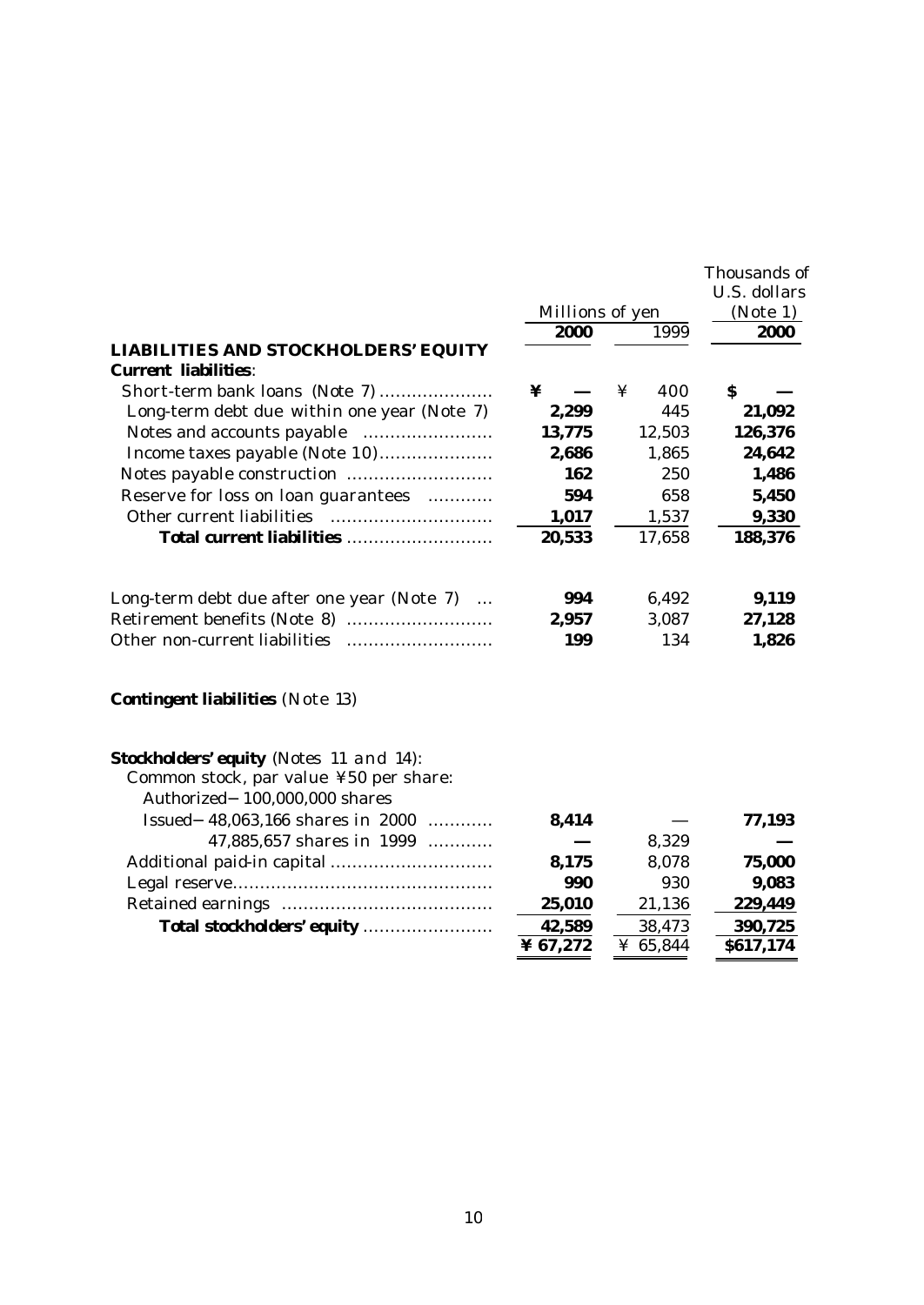| | Millions of yen | | Thousands of U.S. dollars (Note 1) |
|---|---|---|---|
| | **2000** | 1999 | **2000** |
| **LIABILITIES AND STOCKHOLDERS' EQUITY** | | | |
| **Current liabilities**: | | | |
| Short-term bank loans (Note 7) | **¥ —** | ¥ 400 | **$ —** |
| Long-term debt due within one year (Note 7) | **2,299** | 445 | **21,092** |
| Notes and accounts payable | **13,775** | 12,503 | **126,376** |
| Income taxes payable (Note 10) | **2,686** | 1,865 | **24,642** |
| Notes payable construction | **162** | 250 | **1,486** |
| Reserve for loss on loan guarantees | **594** | 658 | **5,450** |
| Other current liabilities | **1,017** | 1,537 | **9,330** |
| **Total current liabilities** | **20,533** | 17,658 | **188,376** |
| | | | |
| Long-term debt due after one year (Note 7) | **994** | 6,492 | **9,119** |
| Retirement benefits (Note 8) | **2,957** | 3,087 | **27,128** |
| Other non-current liabilities | **199** | 134 | **1,826** |
| | | | |
| **Contingent liabilities** (Note 13) | | | |
| | | | |
| **Stockholders' equity** (Notes 11 and 14): | | | |
| Common stock, par value ¥50 per share: | | | |
| Authorized−100,000,000 shares | | | |
| Issued−48,063,166 shares in 2000 | **8,414** | — | **77,193** |
| 47,885,657 shares in 1999 | **—** | 8,329 | **—** |
| Additional paid-in capital | **8,175** | 8,078 | **75,000** |
| Legal reserve | **990** | 930 | **9,083** |
| Retained earnings | **25,010** | 21,136 | **229,449** |
| **Total stockholders' equity** | **42,589** | 38,473 | **390,725** |
| | **¥ 67,272** | ¥ 65,844 | **$617,174** |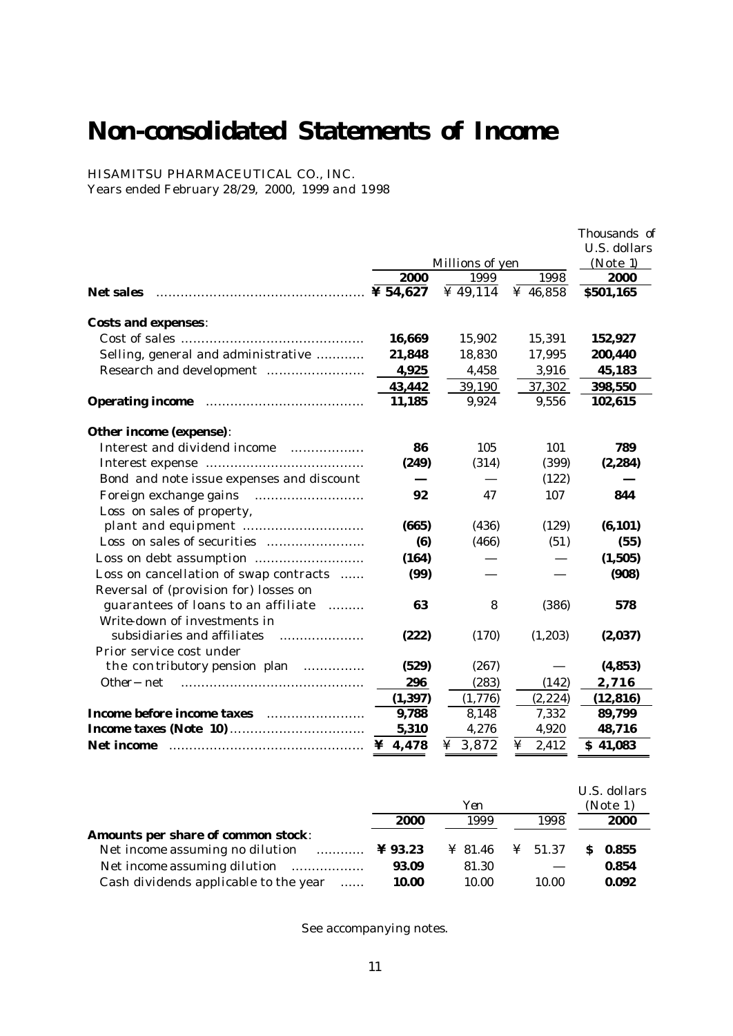# Non-consolidated Statements of Income

HISAMITSU PHARMACEUTICAL CO., INC.
Years ended February 28/29, 2000, 1999 and 1998

| | Millions of yen | | | Thousands of U.S. dollars (Note 1) |
|---|---|---|---|---|
| | **2000** | 1999 | 1998 | **2000** |
| **Net sales** | **¥ 54,627** | ¥ 49,114 | ¥ 46,858 | **$501,165** |
| **Costs and expenses**: | | | | |
| Cost of sales | **16,669** | 15,902 | 15,391 | **152,927** |
| Selling, general and administrative | **21,848** | 18,830 | 17,995 | **200,440** |
| Research and development | **4,925** | 4,458 | 3,916 | **45,183** |
| | **43,442** | 39,190 | 37,302 | **398,550** |
| **Operating income** | **11,185** | 9,924 | 9,556 | **102,615** |
| **Other income (expense)**: | | | | |
| Interest and dividend income | **86** | 105 | 101 | **789** |
| Interest expense | **(249)** | (314) | (399) | **(2,284)** |
| Bond and note issue expenses and discount | **—** | — | (122) | **—** |
| Foreign exchange gains | **92** | 47 | 107 | **844** |
| Loss on sales of property, plant and equipment | **(665)** | (436) | (129) | **(6,101)** |
| Loss on sales of securities | **(6)** | (466) | (51) | **(55)** |
| Loss on debt assumption | **(164)** | — | — | **(1,505)** |
| Loss on cancellation of swap contracts | **(99)** | — | — | **(908)** |
| Reversal of (provision for) losses on guarantees of loans to an affiliate | **63** | 8 | (386) | **578** |
| Write-down of investments in subsidiaries and affiliates | **(222)** | (170) | (1,203) | **(2,037)** |
| Prior service cost under the contributory pension plan | **(529)** | (267) | — | **(4,853)** |
| Other – net | **296** | (283) | (142) | **2,716** |
| | **(1,397)** | (1,776) | (2,224) | **(12,816)** |
| **Income before income taxes** | **9,788** | 8,148 | 7,332 | **89,799** |
| **Income taxes (Note 10)** | **5,310** | 4,276 | 4,920 | **48,716** |
| **Net income** | **¥ 4,478** | ¥ 3,872 | ¥ 2,412 | **$ 41,083** |

| | Yen | | | U.S. dollars (Note 1) |
|---|---|---|---|---|
| | **2000** | 1999 | 1998 | **2000** |
| **Amounts per share of common stock**: | | | | |
| Net income assuming no dilution | **¥ 93.23** | ¥ 81.46 | ¥ 51.37 | **$ 0.855** |
| Net income assuming dilution | **93.09** | 81.30 | — | **0.854** |
| Cash dividends applicable to the year | **10.00** | 10.00 | 10.00 | **0.092** |

See accompanying notes.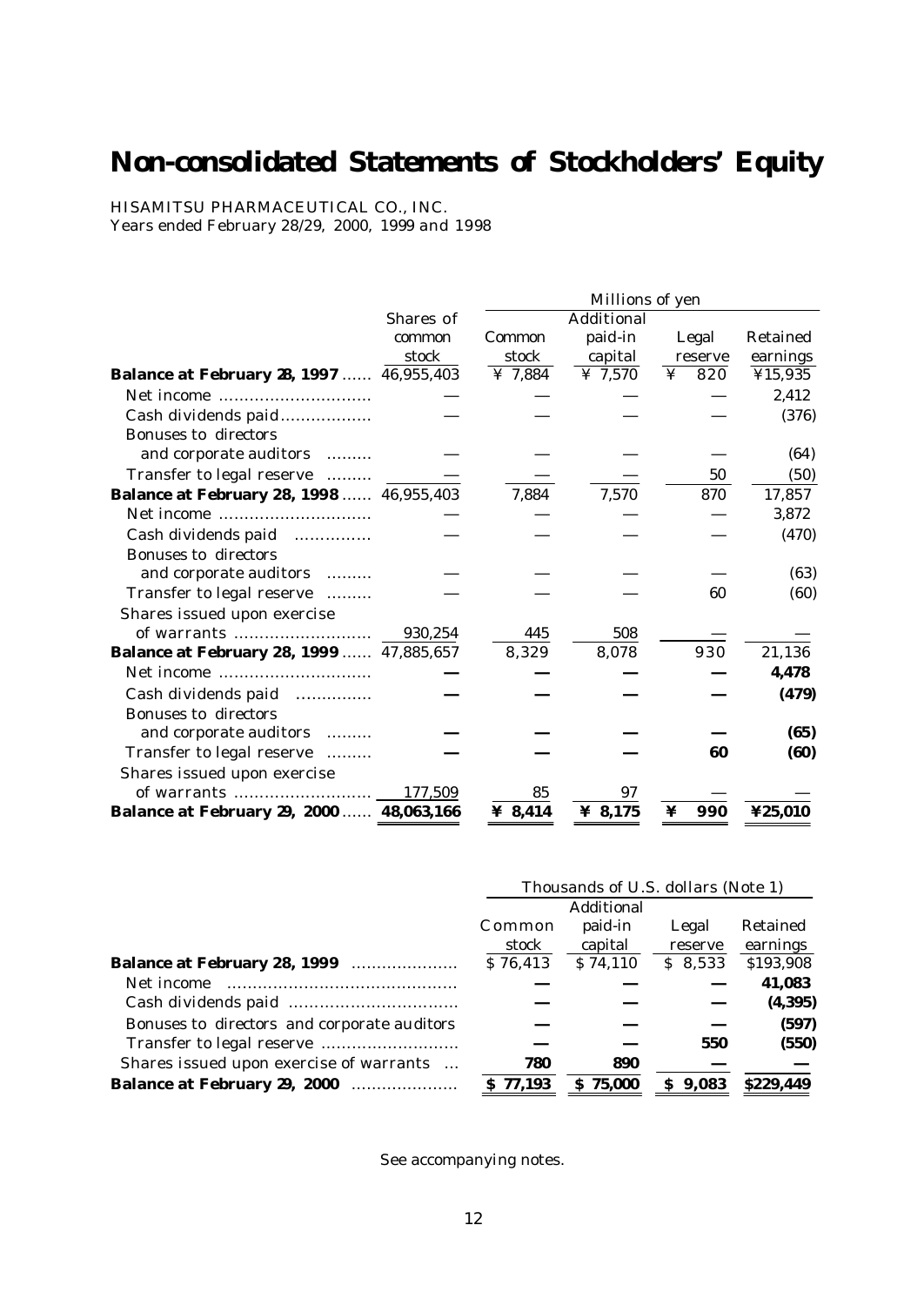# Non-consolidated Statements of Stockholders' Equity

HISAMITSU PHARMACEUTICAL CO., INC.
Years ended February 28/29, 2000, 1999 and 1998

| | Shares of common stock | Millions of yen | | | |
|---|---|---|---|---|---|
| | | Common stock | Additional paid-in capital | Legal reserve | Retained earnings |
| **Balance at February 28, 1997** | 46,955,403 | ¥ 7,884 | ¥ 7,570 | ¥ 820 | ¥15,935 |
| Net income | — | — | — | — | 2,412 |
| Cash dividends paid | — | — | — | — | (376) |
| Bonuses to directors and corporate auditors | — | — | — | — | (64) |
| Transfer to legal reserve | — | — | — | 50 | (50) |
| **Balance at February 28, 1998** | 46,955,403 | 7,884 | 7,570 | 870 | 17,857 |
| Net income | — | — | — | — | 3,872 |
| Cash dividends paid | — | — | — | — | (470) |
| Bonuses to directors and corporate auditors | — | — | — | — | (63) |
| Transfer to legal reserve | — | — | — | 60 | (60) |
| Shares issued upon exercise of warrants | 930,254 | 445 | 508 | — | — |
| **Balance at February 28, 1999** | 47,885,657 | 8,329 | 8,078 | 930 | 21,136 |
| Net income | **—** | **—** | **—** | **—** | **4,478** |
| Cash dividends paid | **—** | **—** | **—** | **—** | **(479)** |
| Bonuses to directors and corporate auditors | **—** | **—** | **—** | **—** | **(65)** |
| Transfer to legal reserve | **—** | **—** | **—** | **60** | **(60)** |
| Shares issued upon exercise of warrants | 177,509 | 85 | 97 | — | — |
| **Balance at February 29, 2000** | **48,063,166** | **¥ 8,414** | **¥ 8,175** | **¥ 990** | **¥25,010** |

| | Thousands of U.S. dollars (Note 1) | | | |
|---|---|---|---|---|
| | Common stock | Additional paid-in capital | Legal reserve | Retained earnings |
| **Balance at February 28, 1999** | $ 76,413 | $ 74,110 | $ 8,533 | $193,908 |
| Net income | **—** | **—** | **—** | **41,083** |
| Cash dividends paid | **—** | **—** | **—** | **(4,395)** |
| Bonuses to directors and corporate auditors | **—** | **—** | **—** | **(597)** |
| Transfer to legal reserve | **—** | **—** | **550** | **(550)** |
| Shares issued upon exercise of warrants | **780** | **890** | **—** | **—** |
| **Balance at February 29, 2000** | **$ 77,193** | **$ 75,000** | **$ 9,083** | **$229,449** |

See accompanying notes.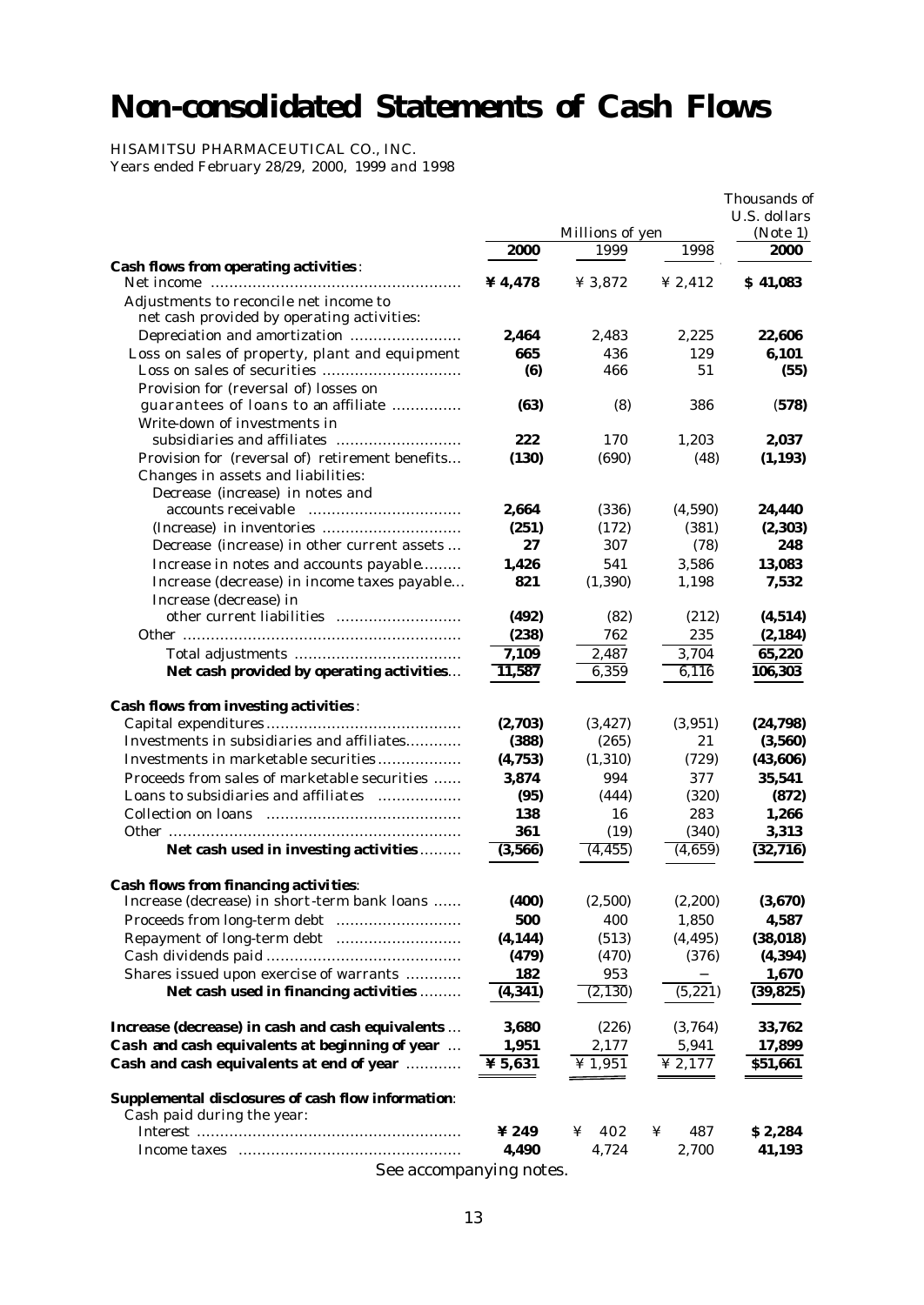# Non-consolidated Statements of Cash Flows

HISAMITSU PHARMACEUTICAL CO., INC.
Years ended February 28/29, 2000, 1999 and 1998

| | Millions of yen | | | Thousands of U.S. dollars (Note 1) |
|---|---|---|---|---|
| | **2000** | 1999 | 1998 | **2000** |
| **Cash flows from operating activities**: | | | | |
| Net income | **¥ 4,478** | ¥ 3,872 | ¥ 2,412 | **$ 41,083** |
| Adjustments to reconcile net income to net cash provided by operating activities: | | | | |
| Depreciation and amortization | **2,464** | 2,483 | 2,225 | **22,606** |
| Loss on sales of property, plant and equipment | **665** | 436 | 129 | **6,101** |
| Loss on sales of securities | **(6)** | 466 | 51 | **(55)** |
| Provision for (reversal of) losses on guarantees of loans to an affiliate | **(63)** | (8) | 386 | **(578)** |
| Write-down of investments in subsidiaries and affiliates | **222** | 170 | 1,203 | **2,037** |
| Provision for (reversal of) retirement benefits | **(130)** | (690) | (48) | **(1,193)** |
| Changes in assets and liabilities: | | | | |
| Decrease (increase) in notes and accounts receivable | **2,664** | (336) | (4,590) | **24,440** |
| (Increase) in inventories | **(251)** | (172) | (381) | **(2,303)** |
| Decrease (increase) in other current assets | **27** | 307 | (78) | **248** |
| Increase in notes and accounts payable | **1,426** | 541 | 3,586 | **13,083** |
| Increase (decrease) in income taxes payable | **821** | (1,390) | 1,198 | **7,532** |
| Increase (decrease) in other current liabilities | **(492)** | (82) | (212) | **(4,514)** |
| Other | **(238)** | 762 | 235 | **(2,184)** |
| Total adjustments | **7,109** | 2,487 | 3,704 | **65,220** |
| **Net cash provided by operating activities** | **11,587** | 6,359 | 6,116 | **106,303** |
| **Cash flows from investing activities**: | | | | |
| Capital expenditures | **(2,703)** | (3,427) | (3,951) | **(24,798)** |
| Investments in subsidiaries and affiliates | **(388)** | (265) | 21 | **(3,560)** |
| Investments in marketable securities | **(4,753)** | (1,310) | (729) | **(43,606)** |
| Proceeds from sales of marketable securities | **3,874** | 994 | 377 | **35,541** |
| Loans to subsidiaries and affiliates | **(95)** | (444) | (320) | **(872)** |
| Collection on loans | **138** | 16 | 283 | **1,266** |
| Other | **361** | (19) | (340) | **3,313** |
| **Net cash used in investing activities** | **(3,566)** | (4,455) | (4,659) | **(32,716)** |
| **Cash flows from financing activities**: | | | | |
| Increase (decrease) in short-term bank loans | **(400)** | (2,500) | (2,200) | **(3,670)** |
| Proceeds from long-term debt | **500** | 400 | 1,850 | **4,587** |
| Repayment of long-term debt | **(4,144)** | (513) | (4,495) | **(38,018)** |
| Cash dividends paid | **(479)** | (470) | (376) | **(4,394)** |
| Shares issued upon exercise of warrants | **182** | 953 | — | **1,670** |
| **Net cash used in financing activities** | **(4,341)** | (2,130) | (5,221) | **(39,825)** |
| **Increase (decrease) in cash and cash equivalents** | **3,680** | (226) | (3,764) | **33,762** |
| **Cash and cash equivalents at beginning of year** | **1,951** | 2,177 | 5,941 | **17,899** |
| **Cash and cash equivalents at end of year** | **¥ 5,631** | ¥ 1,951 | ¥ 2,177 | **$51,661** |
| **Supplemental disclosures of cash flow information**: | | | | |
| Cash paid during the year: | | | | |
| Interest | **¥ 249** | ¥ 402 | ¥ 487 | **$ 2,284** |
| Income taxes | **4,490** | 4,724 | 2,700 | **41,193** |

See accompanying notes.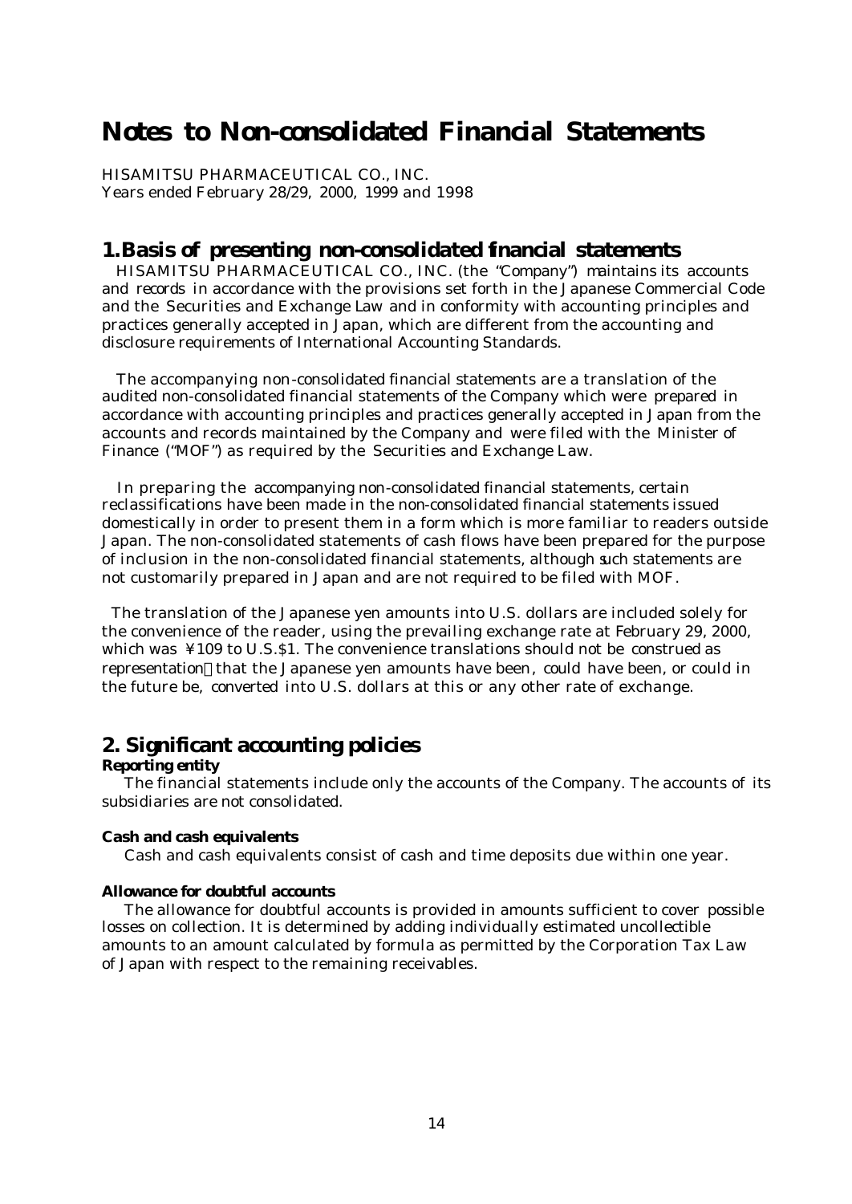# Notes to Non-consolidated Financial Statements

HISAMITSU PHARMACEUTICAL CO., INC.
Years ended February 28/29, 2000, 1999 and 1998

## 1. Basis of presenting non-consolidated financial statements

HISAMITSU PHARMACEUTICAL CO., INC. (the "Company") maintains its accounts and records in accordance with the provisions set forth in the Japanese Commercial Code and the Securities and Exchange Law and in conformity with accounting principles and practices generally accepted in Japan, which are different from the accounting and disclosure requirements of International Accounting Standards.

The accompanying non-consolidated financial statements are a translation of the audited non-consolidated financial statements of the Company which were prepared in accordance with accounting principles and practices generally accepted in Japan from the accounts and records maintained by the Company and were filed with the Minister of Finance ("MOF") as required by the Securities and Exchange Law.

In preparing the accompanying non-consolidated financial statements, certain reclassifications have been made in the non-consolidated financial statements issued domestically in order to present them in a form which is more familiar to readers outside Japan. The non-consolidated statements of cash flows have been prepared for the purpose of inclusion in the non-consolidated financial statements, although such statements are not customarily prepared in Japan and are not required to be filed with MOF.

The translation of the Japanese yen amounts into U.S. dollars are included solely for the convenience of the reader, using the prevailing exchange rate at February 29, 2000, which was ¥109 to U.S.$1. The convenience translations should not be construed as representation that the Japanese yen amounts have been, could have been, or could in the future be, converted into U.S. dollars at this or any other rate of exchange.

## 2. Significant accounting policies

**Reporting entity**

The financial statements include only the accounts of the Company. The accounts of its subsidiaries are not consolidated.

**Cash and cash equivalents**

Cash and cash equivalents consist of cash and time deposits due within one year.

**Allowance for doubtful accounts**

The allowance for doubtful accounts is provided in amounts sufficient to cover possible losses on collection. It is determined by adding individually estimated uncollectible amounts to an amount calculated by formula as permitted by the Corporation Tax Law of Japan with respect to the remaining receivables.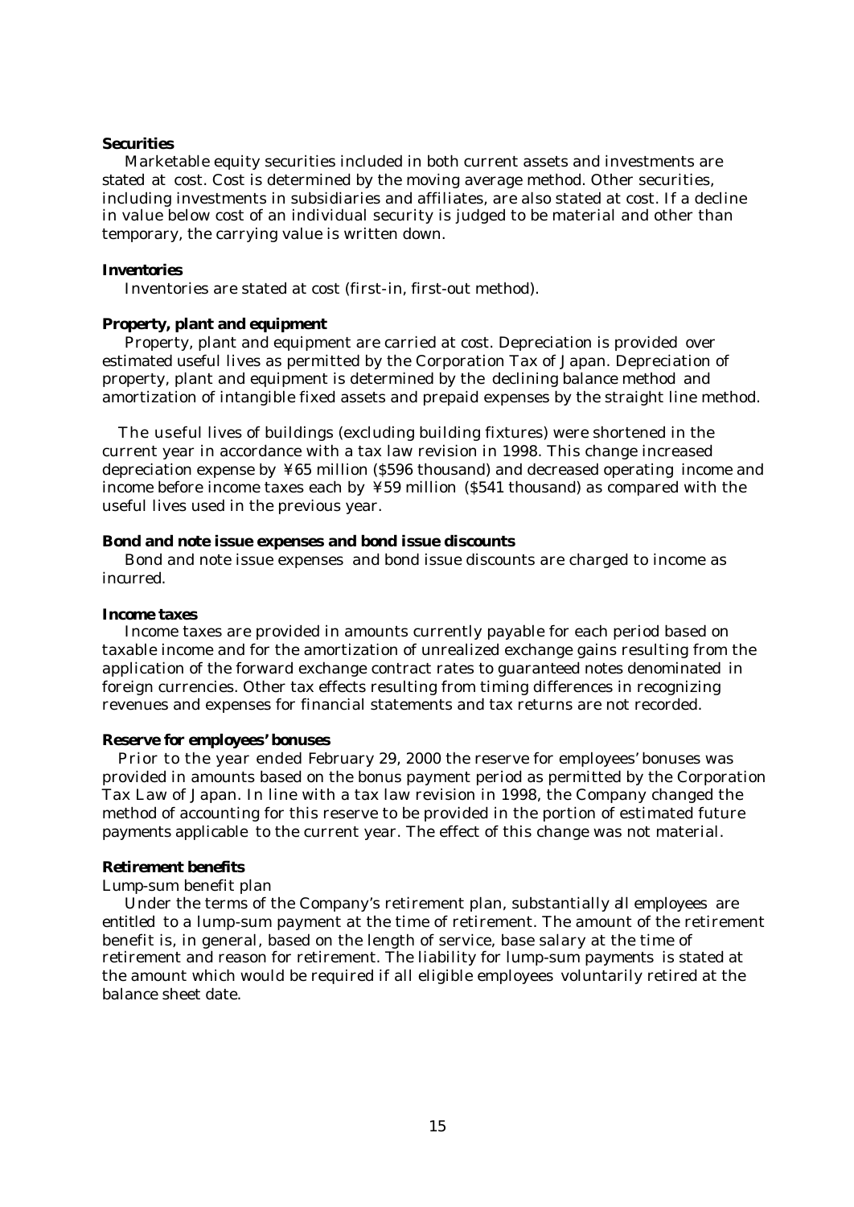**Securities**

Marketable equity securities included in both current assets and investments are stated at cost. Cost is determined by the moving average method. Other securities, including investments in subsidiaries and affiliates, are also stated at cost. If a decline in value below cost of an individual security is judged to be material and other than temporary, the carrying value is written down.

**Inventories**

Inventories are stated at cost (first-in, first-out method).

**Property, plant and equipment**

Property, plant and equipment are carried at cost. Depreciation is provided over estimated useful lives as permitted by the Corporation Tax of Japan. Depreciation of property, plant and equipment is determined by the declining balance method and amortization of intangible fixed assets and prepaid expenses by the straight line method.

The useful lives of buildings (excluding building fixtures) were shortened in the current year in accordance with a tax law revision in 1998. This change increased depreciation expense by ¥65 million ($596 thousand) and decreased operating income and income before income taxes each by ¥59 million ($541 thousand) as compared with the useful lives used in the previous year.

**Bond and note issue expenses and bond issue discounts**

Bond and note issue expenses and bond issue discounts are charged to income as incurred.

**Income taxes**

Income taxes are provided in amounts currently payable for each period based on taxable income and for the amortization of unrealized exchange gains resulting from the application of the forward exchange contract rates to guaranteed notes denominated in foreign currencies. Other tax effects resulting from timing differences in recognizing revenues and expenses for financial statements and tax returns are not recorded.

**Reserve for employees' bonuses**

Prior to the year ended February 29, 2000 the reserve for employees' bonuses was provided in amounts based on the bonus payment period as permitted by the Corporation Tax Law of Japan. In line with a tax law revision in 1998, the Company changed the method of accounting for this reserve to be provided in the portion of estimated future payments applicable to the current year. The effect of this change was not material.

**Retirement benefits**

Lump-sum benefit plan

Under the terms of the Company's retirement plan, substantially all employees are entitled to a lump-sum payment at the time of retirement. The amount of the retirement benefit is, in general, based on the length of service, base salary at the time of retirement and reason for retirement. The liability for lump-sum payments is stated at the amount which would be required if all eligible employees voluntarily retired at the balance sheet date.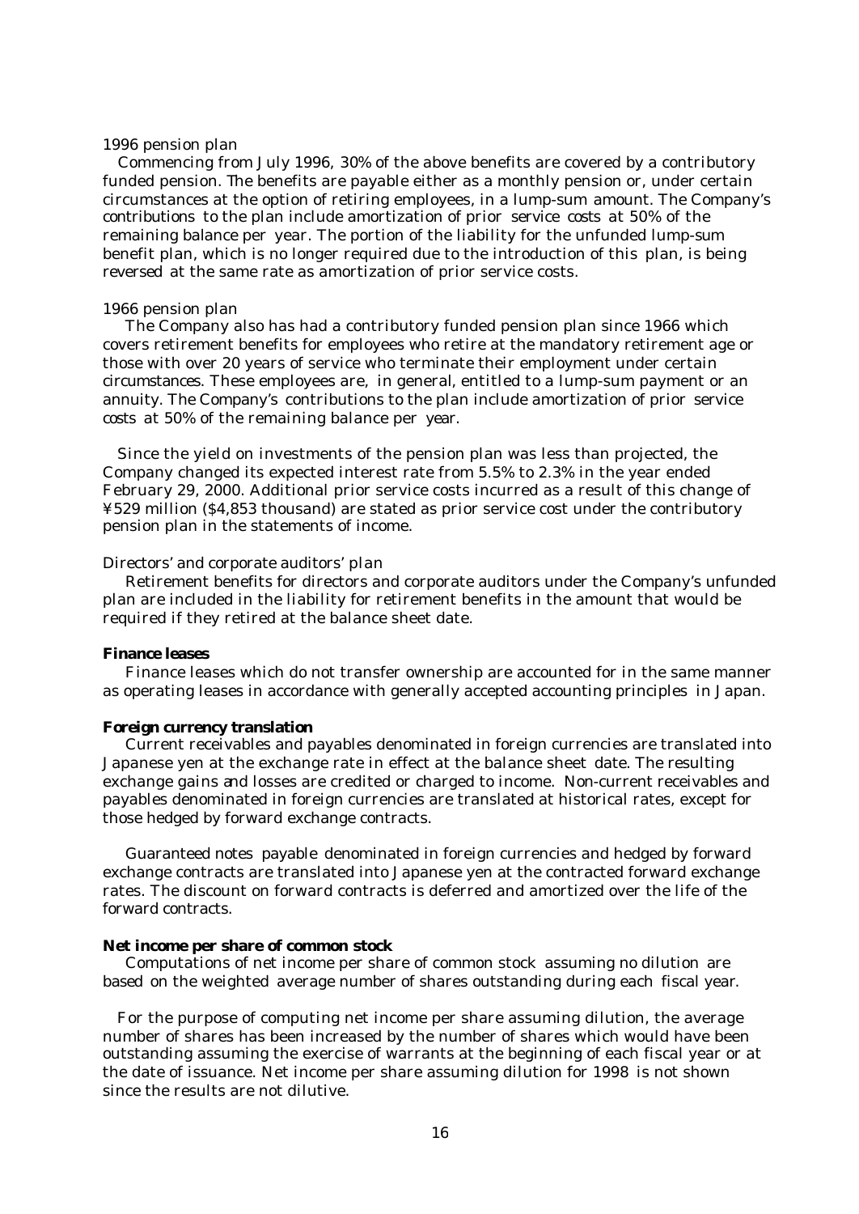1996 pension plan

Commencing from July 1996, 30% of the above benefits are covered by a contributory funded pension. The benefits are payable either as a monthly pension or, under certain circumstances at the option of retiring employees, in a lump-sum amount. The Company's contributions to the plan include amortization of prior service costs at 50% of the remaining balance per year. The portion of the liability for the unfunded lump-sum benefit plan, which is no longer required due to the introduction of this plan, is being reversed at the same rate as amortization of prior service costs.

1966 pension plan

The Company also has had a contributory funded pension plan since 1966 which covers retirement benefits for employees who retire at the mandatory retirement age or those with over 20 years of service who terminate their employment under certain circumstances. These employees are, in general, entitled to a lump-sum payment or an annuity. The Company's contributions to the plan include amortization of prior service costs at 50% of the remaining balance per year.

Since the yield on investments of the pension plan was less than projected, the Company changed its expected interest rate from 5.5% to 2.3% in the year ended February 29, 2000. Additional prior service costs incurred as a result of this change of ¥529 million ($4,853 thousand) are stated as prior service cost under the contributory pension plan in the statements of income.

Directors' and corporate auditors' plan

Retirement benefits for directors and corporate auditors under the Company's unfunded plan are included in the liability for retirement benefits in the amount that would be required if they retired at the balance sheet date.

**Finance leases**

Finance leases which do not transfer ownership are accounted for in the same manner as operating leases in accordance with generally accepted accounting principles in Japan.

**Foreign currency translation**

Current receivables and payables denominated in foreign currencies are translated into Japanese yen at the exchange rate in effect at the balance sheet date. The resulting exchange gains and losses are credited or charged to income. Non-current receivables and payables denominated in foreign currencies are translated at historical rates, except for those hedged by forward exchange contracts.

Guaranteed notes payable denominated in foreign currencies and hedged by forward exchange contracts are translated into Japanese yen at the contracted forward exchange rates. The discount on forward contracts is deferred and amortized over the life of the forward contracts.

**Net income per share of common stock**

Computations of net income per share of common stock assuming no dilution are based on the weighted average number of shares outstanding during each fiscal year.

For the purpose of computing net income per share assuming dilution, the average number of shares has been increased by the number of shares which would have been outstanding assuming the exercise of warrants at the beginning of each fiscal year or at the date of issuance. Net income per share assuming dilution for 1998 is not shown since the results are not dilutive.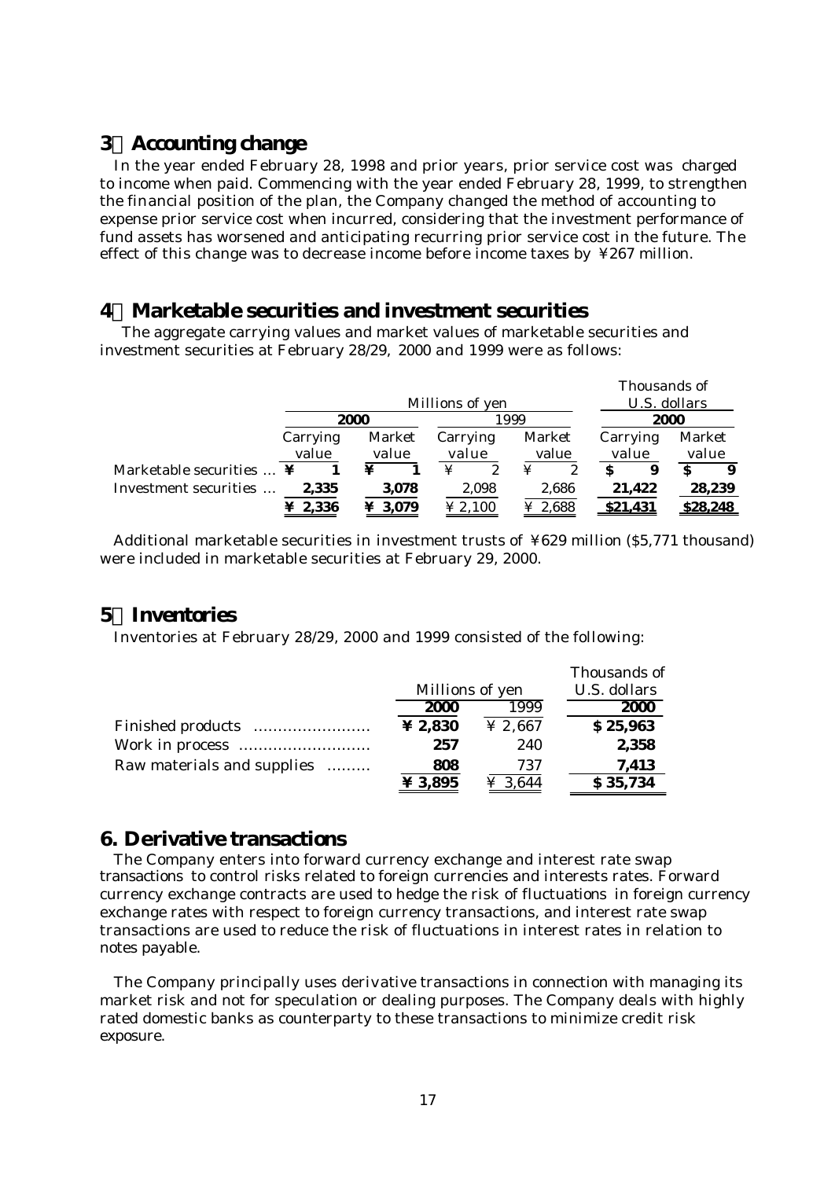## 3．Accounting change

In the year ended February 28, 1998 and prior years, prior service cost was charged to income when paid. Commencing with the year ended February 28, 1999, to strengthen the financial position of the plan, the Company changed the method of accounting to expense prior service cost when incurred, considering that the investment performance of fund assets has worsened and anticipating recurring prior service cost in the future. The effect of this change was to decrease income before income taxes by ¥267 million.

## 4．Marketable securities and investment securities

The aggregate carrying values and market values of marketable securities and investment securities at February 28/29, 2000 and 1999 were as follows:

| | Millions of yen | | | | Thousands of U.S. dollars | |
|---|---|---|---|---|---|---|
| | **2000** | | 1999 | | **2000** | |
| | Carrying value | Market value | Carrying value | Market value | Carrying value | Market value |
| Marketable securities … | **¥ 1** | **¥ 1** | ¥ 2 | ¥ 2 | **$ 9** | **$ 9** |
| Investment securities … | **2,335** | **3,078** | 2,098 | 2,686 | **21,422** | **28,239** |
| | **¥ 2,336** | **¥ 3,079** | ¥ 2,100 | ¥ 2,688 | **$21,431** | **$28,248** |

Additional marketable securities in investment trusts of ¥629 million ($5,771 thousand) were included in marketable securities at February 29, 2000.

## 5．Inventories

Inventories at February 28/29, 2000 and 1999 consisted of the following:

| | Millions of yen | | Thousands of U.S. dollars |
|---|---|---|---|
| | **2000** | 1999 | **2000** |
| Finished products …………………… | **¥ 2,830** | ¥ 2,667 | **$ 25,963** |
| Work in process ……………………… | **257** | 240 | **2,358** |
| Raw materials and supplies ……… | **808** | 737 | **7,413** |
| | **¥ 3,895** | ¥ 3,644 | **$ 35,734** |

## 6. Derivative transactions

The Company enters into forward currency exchange and interest rate swap transactions to control risks related to foreign currencies and interests rates. Forward currency exchange contracts are used to hedge the risk of fluctuations in foreign currency exchange rates with respect to foreign currency transactions, and interest rate swap transactions are used to reduce the risk of fluctuations in interest rates in relation to notes payable.

The Company principally uses derivative transactions in connection with managing its market risk and not for speculation or dealing purposes. The Company deals with highly rated domestic banks as counterparty to these transactions to minimize credit risk exposure.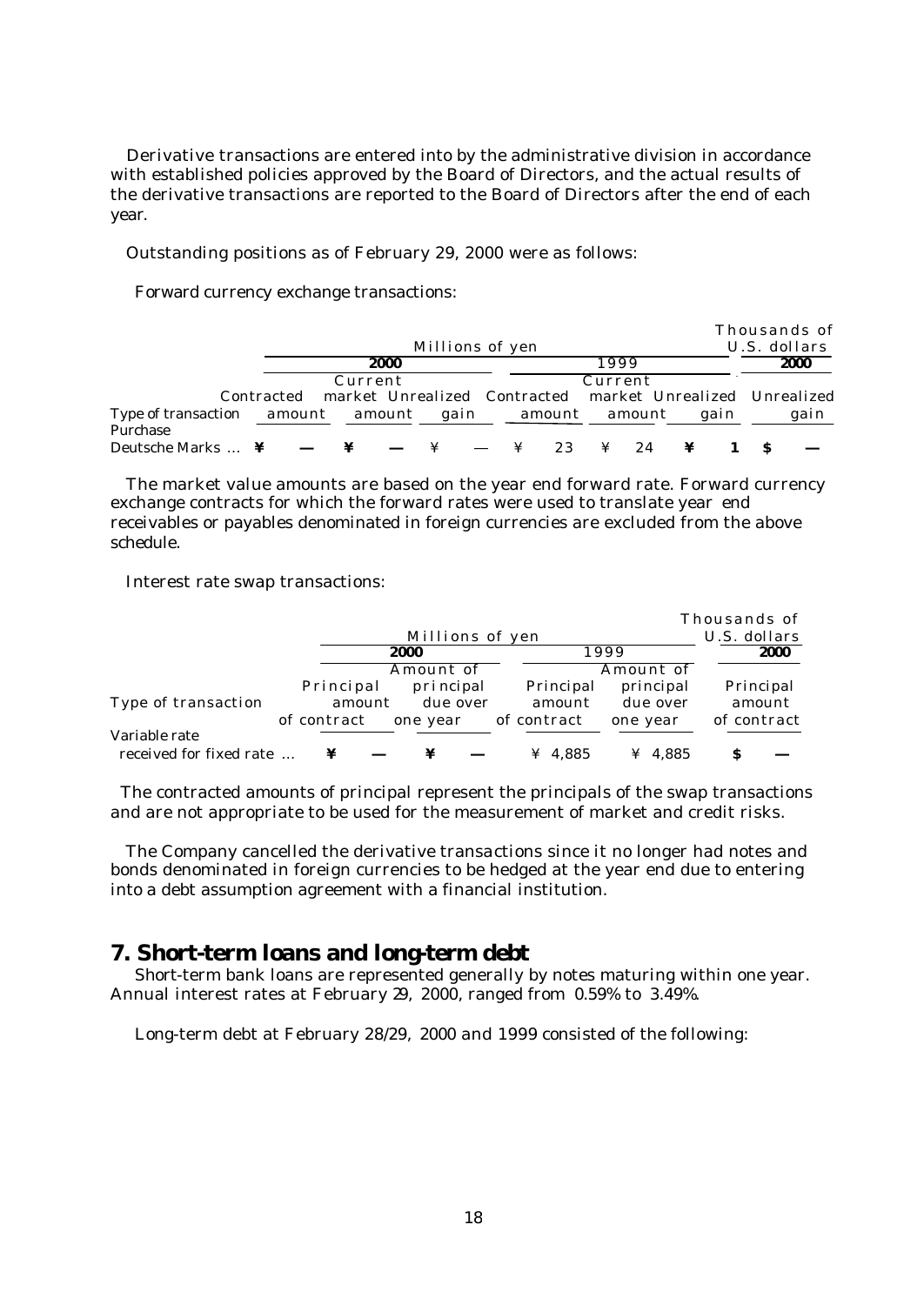Derivative transactions are entered into by the administrative division in accordance with established policies approved by the Board of Directors, and the actual results of the derivative transactions are reported to the Board of Directors after the end of each year.

Outstanding positions as of February 29, 2000 were as follows:

Forward currency exchange transactions:

| | Millions of yen | | | | | | Thousands of U.S. dollars |
|---|---|---|---|---|---|---|---|
| | 2000 | | | 1999 | | | 2000 |
| Type of transaction | Contracted amount | Current market amount | Unrealized gain | Contracted amount | Current market amount | Unrealized gain | Unrealized gain |
| Purchase | | | | | | | |
| Deutsche Marks ... | ¥ — | ¥ — | ¥ — | ¥ 23 | ¥ 24 | ¥ 1 | $ — |

The market value amounts are based on the year end forward rate. Forward currency exchange contracts for which the forward rates were used to translate year end receivables or payables denominated in foreign currencies are excluded from the above schedule.

Interest rate swap transactions:

| | Millions of yen | | | | Thousands of U.S. dollars |
|---|---|---|---|---|---|
| | 2000 | | 1999 | | 2000 |
| Type of transaction | Principal amount of contract | Amount of principal due over one year | Principal amount of contract | Amount of principal due over one year | Principal amount of contract |
| Variable rate received for fixed rate ... | ¥ — | ¥ — | ¥ 4,885 | ¥ 4,885 | $ — |

The contracted amounts of principal represent the principals of the swap transactions and are not appropriate to be used for the measurement of market and credit risks.

The Company cancelled the derivative transactions since it no longer had notes and bonds denominated in foreign currencies to be hedged at the year end due to entering into a debt assumption agreement with a financial institution.

## 7. Short-term loans and long-term debt

Short-term bank loans are represented generally by notes maturing within one year. Annual interest rates at February 29, 2000, ranged from 0.59% to 3.49%.

Long-term debt at February 28/29, 2000 and 1999 consisted of the following: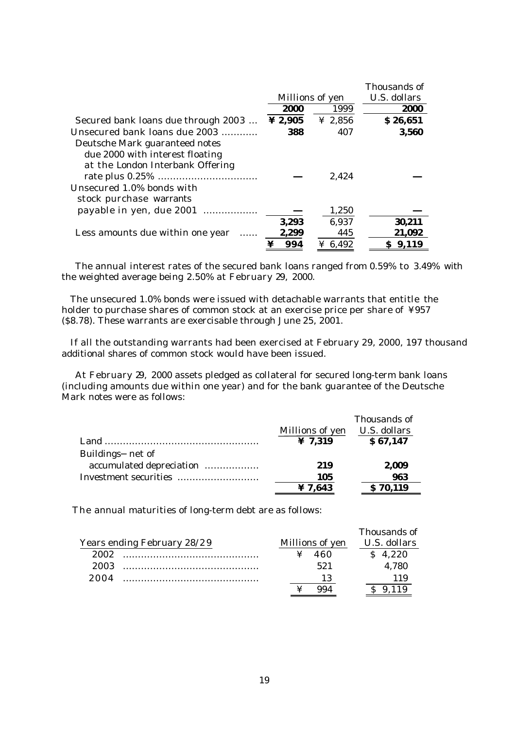| | Millions of yen | | Thousands of U.S. dollars |
|---|---|---|---|
| | **2000** | 1999 | **2000** |
| Secured bank loans due through 2003 ... | **¥ 2,905** | ¥ 2,856 | **$ 26,651** |
| Unsecured bank loans due 2003 ........... | **388** | 407 | **3,560** |
| Deutsche Mark guaranteed notes due 2000 with interest floating at the London Interbank Offering rate plus 0.25% ................................ | **—** | 2,424 | **—** |
| Unsecured 1.0% bonds with stock purchase warrants payable in yen, due 2001 ................. | **—** | 1,250 | **—** |
| | **3,293** | 6,937 | **30,211** |
| Less amounts due within one year ...... | **2,299** | 445 | **21,092** |
| | **¥ 994** | ¥ 6,492 | **$ 9,119** |

The annual interest rates of the secured bank loans ranged from 0.59% to 3.49% with the weighted average being 2.50% at February 29, 2000.

The unsecured 1.0% bonds were issued with detachable warrants that entitle the holder to purchase shares of common stock at an exercise price per share of ¥957 ($8.78). These warrants are exercisable through June 25, 2001.

If all the outstanding warrants had been exercised at February 29, 2000, 197 thousand additional shares of common stock would have been issued.

At February 29, 2000 assets pledged as collateral for secured long-term bank loans (including amounts due within one year) and for the bank guarantee of the Deutsche Mark notes were as follows:

| | Millions of yen | Thousands of U.S. dollars |
|---|---|---|
| Land .................................................. | **¥ 7,319** | **$ 67,147** |
| Buildings—net of accumulated depreciation ................. | **219** | **2,009** |
| Investment securities .......................... | **105** | **963** |
| | **¥ 7,643** | **$ 70,119** |

The annual maturities of long-term debt are as follows:

| Years ending February 28/29 | Millions of yen | Thousands of U.S. dollars |
|---|---|---|
| 2002 ............................................ | ¥ 460 | $ 4,220 |
| 2003 ............................................ | 521 | 4,780 |
| 2004 ............................................ | 13 | 119 |
| | ¥ 994 | $ 9,119 |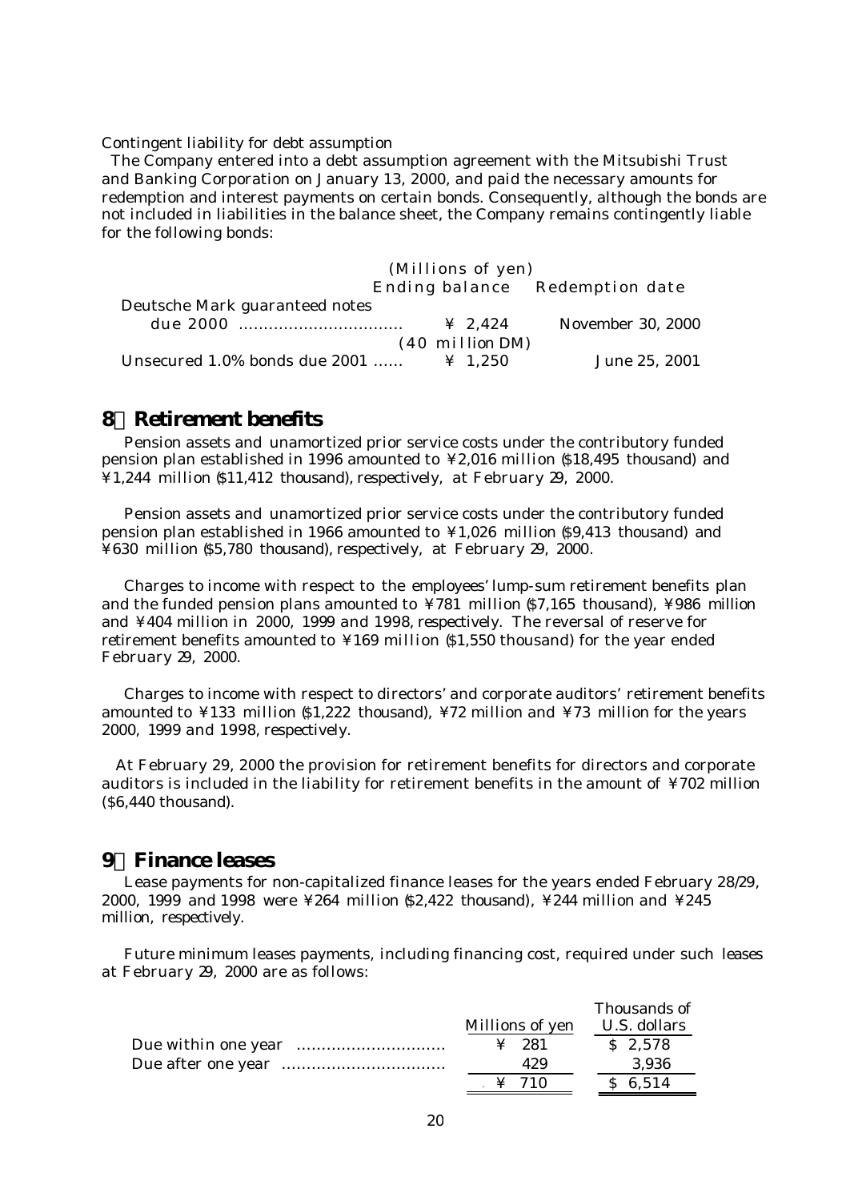Contingent liability for debt assumption

The Company entered into a debt assumption agreement with the Mitsubishi Trust and Banking Corporation on January 13, 2000, and paid the necessary amounts for redemption and interest payments on certain bonds. Consequently, although the bonds are not included in liabilities in the balance sheet, the Company remains contingently liable for the following bonds:

| | (Millions of yen) Ending balance | Redemption date |
|---|---|---|
| Deutsche Mark guaranteed notes due 2000 ................................ | ¥ 2,424 (40 million DM) | November 30, 2000 |
| Unsecured 1.0% bonds due 2001 ...... | ¥ 1,250 | June 25, 2001 |

## 8．Retirement benefits

Pension assets and unamortized prior service costs under the contributory funded pension plan established in 1996 amounted to ¥2,016 million ($18,495 thousand) and ¥1,244 million ($11,412 thousand), respectively, at February 29, 2000.

Pension assets and unamortized prior service costs under the contributory funded pension plan established in 1966 amounted to ¥1,026 million ($9,413 thousand) and ¥630 million ($5,780 thousand), respectively, at February 29, 2000.

Charges to income with respect to the employees' lump-sum retirement benefits plan and the funded pension plans amounted to ¥781 million ($7,165 thousand), ¥986 million and ¥404 million in 2000, 1999 and 1998, respectively. The reversal of reserve for retirement benefits amounted to ¥169 million ($1,550 thousand) for the year ended February 29, 2000.

Charges to income with respect to directors' and corporate auditors' retirement benefits amounted to ¥133 million ($1,222 thousand), ¥72 million and ¥73 million for the years 2000, 1999 and 1998, respectively.

At February 29, 2000 the provision for retirement benefits for directors and corporate auditors is included in the liability for retirement benefits in the amount of ¥702 million ($6,440 thousand).

## 9．Finance leases

Lease payments for non-capitalized finance leases for the years ended February 28/29, 2000, 1999 and 1998 were ¥264 million ($2,422 thousand), ¥244 million and ¥245 million, respectively.

Future minimum leases payments, including financing cost, required under such leases at February 29, 2000 are as follows:

| | Millions of yen | Thousands of U.S. dollars |
|---|---|---|
| Due within one year ............................. | ¥ 281 | $ 2,578 |
| Due after one year ................................ | 429 | 3,936 |
| | ¥ 710 | $ 6,514 |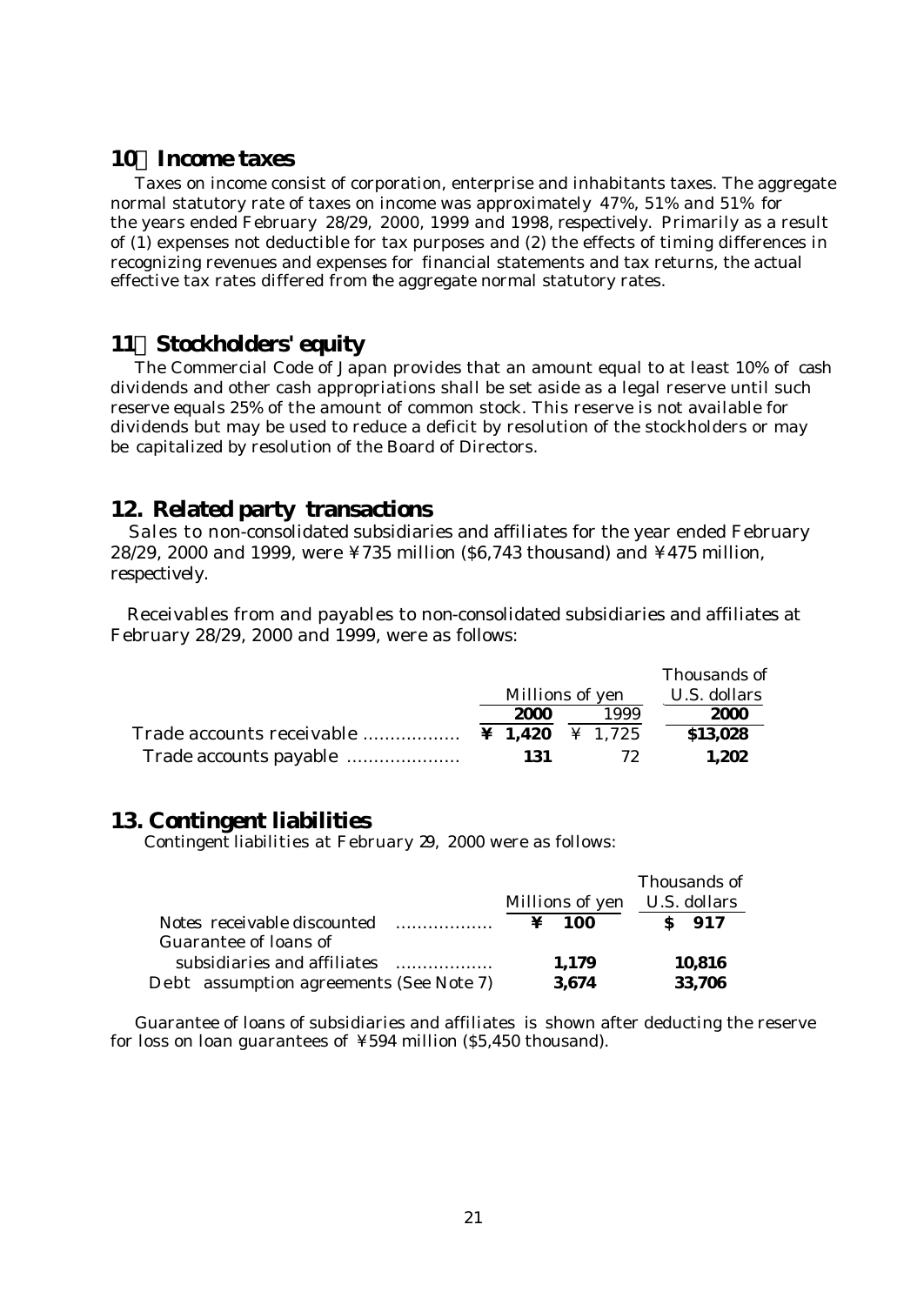## 10．Income taxes

Taxes on income consist of corporation, enterprise and inhabitants taxes. The aggregate normal statutory rate of taxes on income was approximately 47%, 51% and 51% for the years ended February 28/29, 2000, 1999 and 1998, respectively. Primarily as a result of (1) expenses not deductible for tax purposes and (2) the effects of timing differences in recognizing revenues and expenses for financial statements and tax returns, the actual effective tax rates differed from the aggregate normal statutory rates.

## 11．Stockholders' equity

The Commercial Code of Japan provides that an amount equal to at least 10% of cash dividends and other cash appropriations shall be set aside as a legal reserve until such reserve equals 25% of the amount of common stock. This reserve is not available for dividends but may be used to reduce a deficit by resolution of the stockholders or may be capitalized by resolution of the Board of Directors.

## 12. Related party transactions

Sales to non-consolidated subsidiaries and affiliates for the year ended February 28/29, 2000 and 1999, were ¥735 million ($6,743 thousand) and ¥475 million, respectively.

Receivables from and payables to non-consolidated subsidiaries and affiliates at February 28/29, 2000 and 1999, were as follows:

| | Millions of yen | | Thousands of U.S. dollars |
|---|---|---|---|
| | **2000** | 1999 | **2000** |
| Trade accounts receivable ................. | **¥ 1,420** | ¥ 1,725 | **$13,028** |
| Trade accounts payable .................... | **131** | 72 | **1,202** |

## 13. Contingent liabilities

Contingent liabilities at February 29, 2000 were as follows:

| | Millions of yen | Thousands of U.S. dollars |
|---|---|---|
| Notes receivable discounted ................. | **¥ 100** | **$ 917** |
| Guarantee of loans of subsidiaries and affiliates ................. | **1,179** | **10,816** |
| Debt assumption agreements (See Note 7) | **3,674** | **33,706** |

Guarantee of loans of subsidiaries and affiliates is shown after deducting the reserve for loss on loan guarantees of ¥594 million ($5,450 thousand).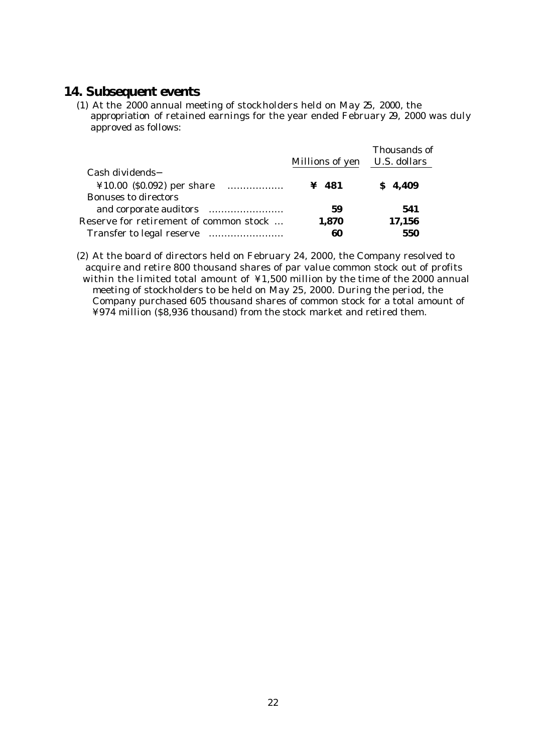## 14. Subsequent events

(1) At the 2000 annual meeting of stockholders held on May 25, 2000, the appropriation of retained earnings for the year ended February 29, 2000 was duly approved as follows:

| | Millions of yen | Thousands of U.S. dollars |
|---|---|---|
| Cash dividends— | | |
| ¥10.00 ($0.092) per share ................. | **¥ 481** | **$ 4,409** |
| Bonuses to directors | | |
| and corporate auditors ....................... | **59** | **541** |
| Reserve for retirement of common stock ... | **1,870** | **17,156** |
| Transfer to legal reserve ....................... | **60** | **550** |

(2) At the board of directors held on February 24, 2000, the Company resolved to acquire and retire 800 thousand shares of par value common stock out of profits within the limited total amount of ¥1,500 million by the time of the 2000 annual meeting of stockholders to be held on May 25, 2000. During the period, the Company purchased 605 thousand shares of common stock for a total amount of ¥974 million ($8,936 thousand) from the stock market and retired them.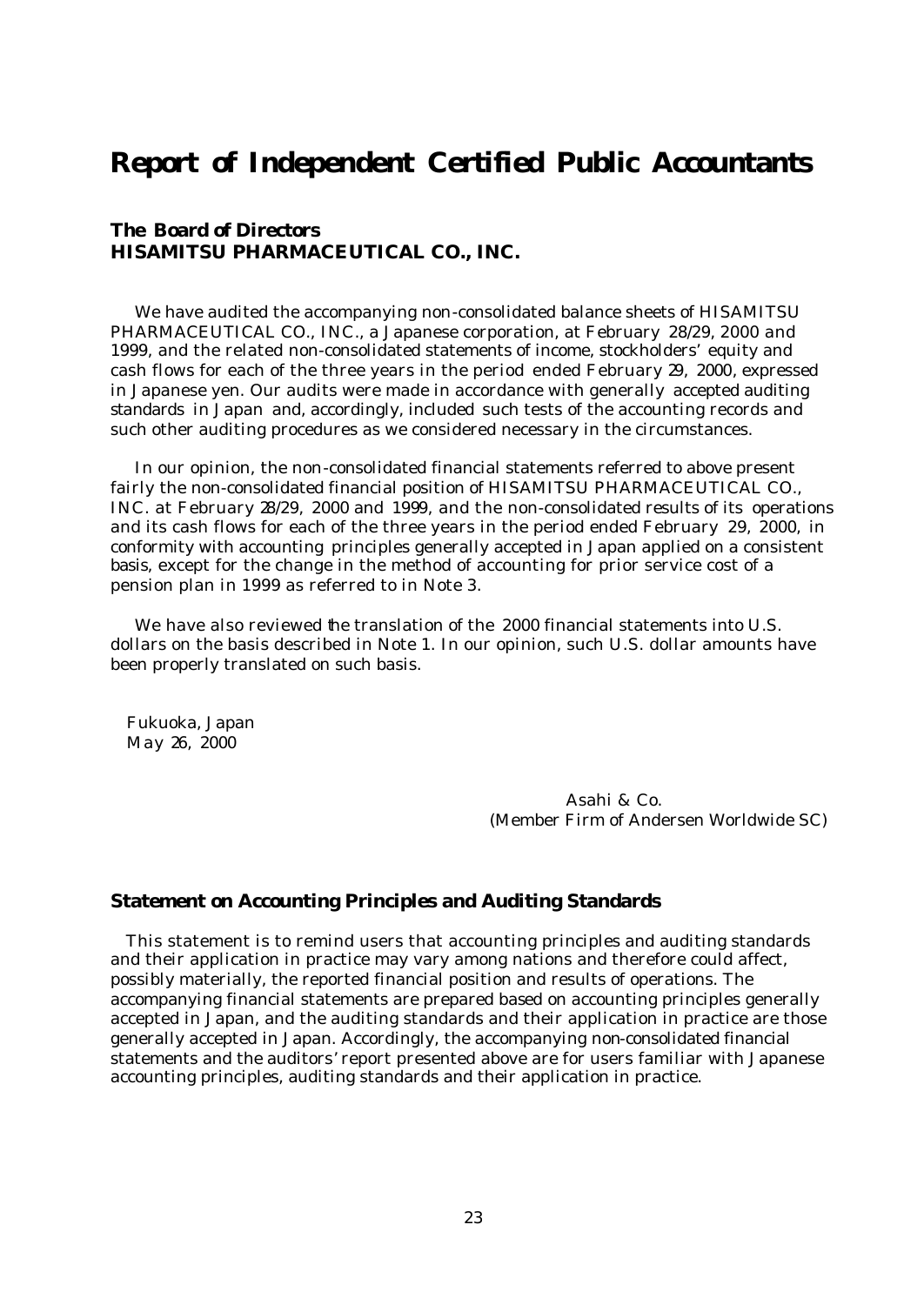# Report of Independent Certified Public Accountants

**The Board of Directors**
**HISAMITSU PHARMACEUTICAL CO., INC.**

We have audited the accompanying non-consolidated balance sheets of HISAMITSU PHARMACEUTICAL CO., INC., a Japanese corporation, at February 28/29, 2000 and 1999, and the related non-consolidated statements of income, stockholders' equity and cash flows for each of the three years in the period ended February 29, 2000, expressed in Japanese yen. Our audits were made in accordance with generally accepted auditing standards in Japan and, accordingly, included such tests of the accounting records and such other auditing procedures as we considered necessary in the circumstances.

In our opinion, the non-consolidated financial statements referred to above present fairly the non-consolidated financial position of HISAMITSU PHARMACEUTICAL CO., INC. at February 28/29, 2000 and 1999, and the non-consolidated results of its operations and its cash flows for each of the three years in the period ended February 29, 2000, in conformity with accounting principles generally accepted in Japan applied on a consistent basis, except for the change in the method of accounting for prior service cost of a pension plan in 1999 as referred to in Note 3.

We have also reviewed the translation of the 2000 financial statements into U.S. dollars on the basis described in Note 1. In our opinion, such U.S. dollar amounts have been properly translated on such basis.

Fukuoka, Japan
May 26, 2000

Asahi & Co.
(Member Firm of Andersen Worldwide SC)

## Statement on Accounting Principles and Auditing Standards

This statement is to remind users that accounting principles and auditing standards and their application in practice may vary among nations and therefore could affect, possibly materially, the reported financial position and results of operations. The accompanying financial statements are prepared based on accounting principles generally accepted in Japan, and the auditing standards and their application in practice are those generally accepted in Japan. Accordingly, the accompanying non-consolidated financial statements and the auditors' report presented above are for users familiar with Japanese accounting principles, auditing standards and their application in practice.